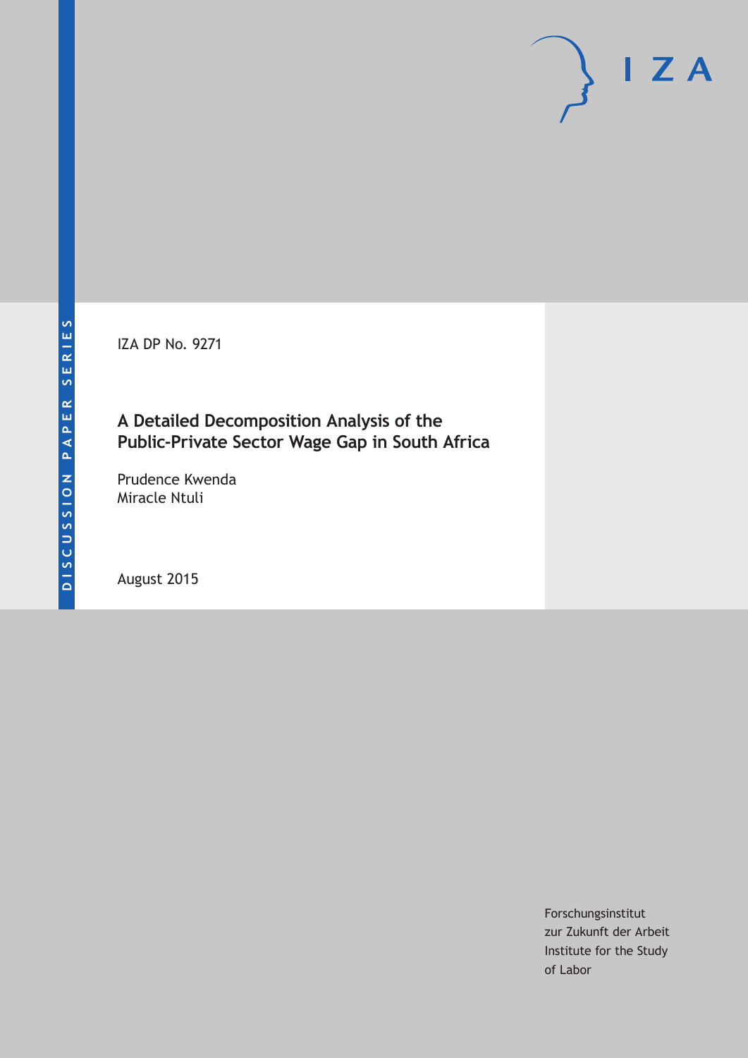DISCUSSION PAPER SERIES

IZA DP No. 9271

# A Detailed Decomposition Analysis of the Public-Private Sector Wage Gap in South Africa

Prudence Kwenda
Miracle Ntuli

August 2015

Forschungsinstitut
zur Zukunft der Arbeit
Institute for the Study
of Labor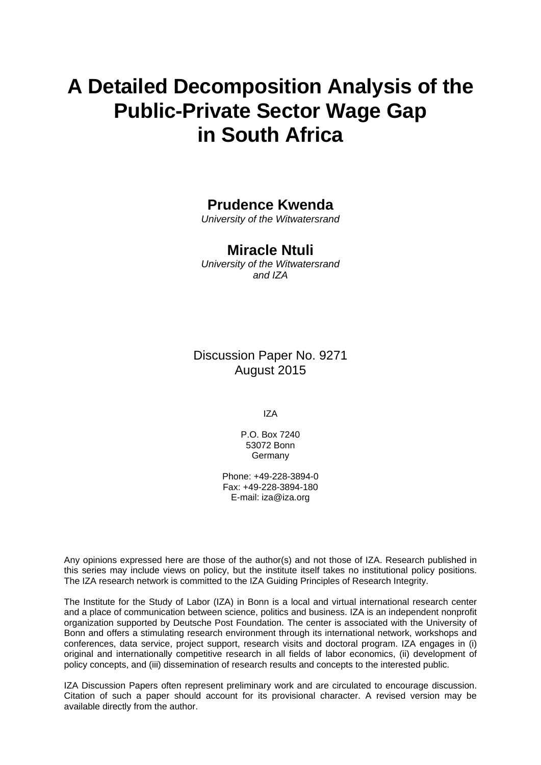# A Detailed Decomposition Analysis of the Public-Private Sector Wage Gap in South Africa

**Prudence Kwenda**
*University of the Witwatersrand*

**Miracle Ntuli**
*University of the Witwatersrand and IZA*

Discussion Paper No. 9271
August 2015

IZA

P.O. Box 7240
53072 Bonn
Germany

Phone: +49-228-3894-0
Fax: +49-228-3894-180
E-mail: iza@iza.org

Any opinions expressed here are those of the author(s) and not those of IZA. Research published in this series may include views on policy, but the institute itself takes no institutional policy positions. The IZA research network is committed to the IZA Guiding Principles of Research Integrity.

The Institute for the Study of Labor (IZA) in Bonn is a local and virtual international research center and a place of communication between science, politics and business. IZA is an independent nonprofit organization supported by Deutsche Post Foundation. The center is associated with the University of Bonn and offers a stimulating research environment through its international network, workshops and conferences, data service, project support, research visits and doctoral program. IZA engages in (i) original and internationally competitive research in all fields of labor economics, (ii) development of policy concepts, and (iii) dissemination of research results and concepts to the interested public.

IZA Discussion Papers often represent preliminary work and are circulated to encourage discussion. Citation of such a paper should account for its provisional character. A revised version may be available directly from the author.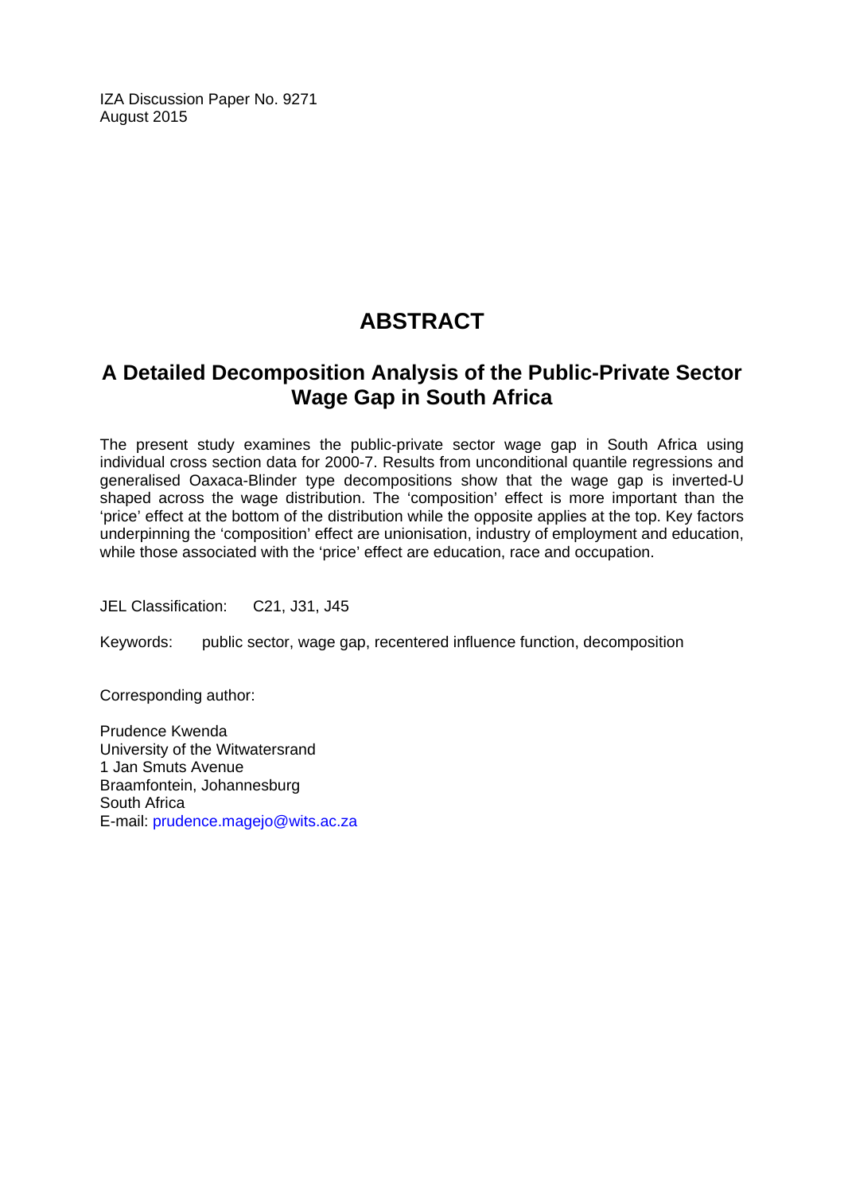IZA Discussion Paper No. 9271
August 2015

# ABSTRACT

## A Detailed Decomposition Analysis of the Public-Private Sector Wage Gap in South Africa

The present study examines the public-private sector wage gap in South Africa using individual cross section data for 2000-7. Results from unconditional quantile regressions and generalised Oaxaca-Blinder type decompositions show that the wage gap is inverted-U shaped across the wage distribution. The 'composition' effect is more important than the 'price' effect at the bottom of the distribution while the opposite applies at the top. Key factors underpinning the 'composition' effect are unionisation, industry of employment and education, while those associated with the 'price' effect are education, race and occupation.

JEL Classification: C21, J31, J45

Keywords: public sector, wage gap, recentered influence function, decomposition

Corresponding author:

Prudence Kwenda
University of the Witwatersrand
1 Jan Smuts Avenue
Braamfontein, Johannesburg
South Africa
E-mail: prudence.magejo@wits.ac.za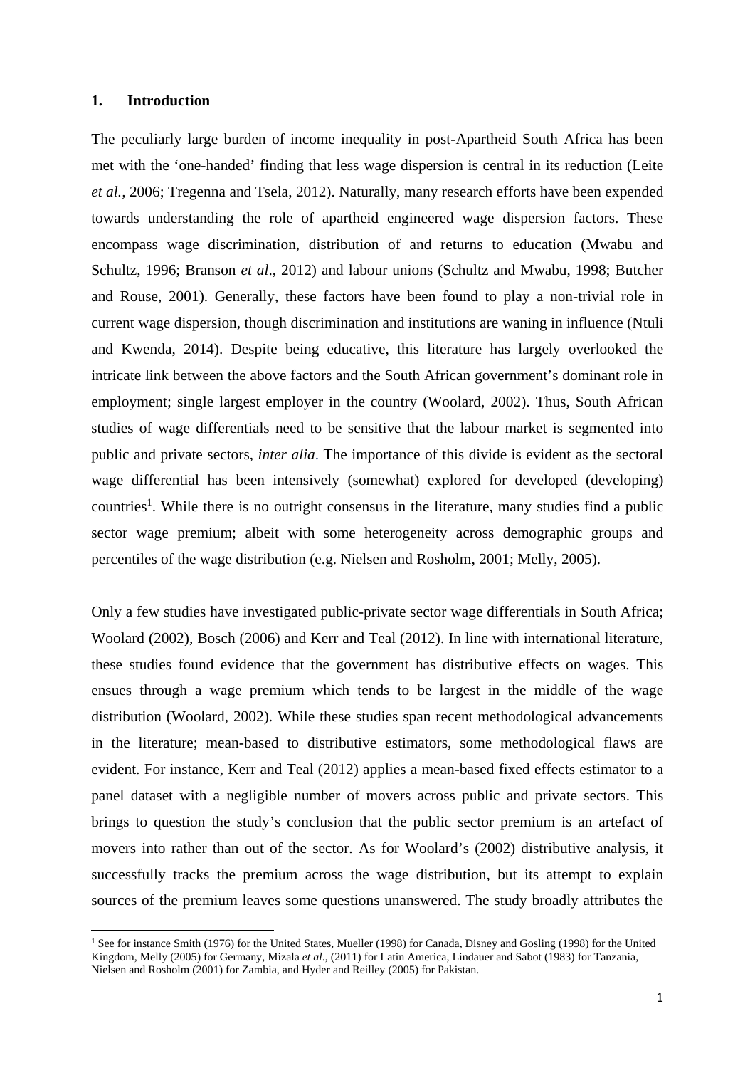## 1. Introduction

The peculiarly large burden of income inequality in post-Apartheid South Africa has been met with the 'one-handed' finding that less wage dispersion is central in its reduction (Leite *et al.*, 2006; Tregenna and Tsela, 2012). Naturally, many research efforts have been expended towards understanding the role of apartheid engineered wage dispersion factors. These encompass wage discrimination, distribution of and returns to education (Mwabu and Schultz, 1996; Branson *et al*., 2012) and labour unions (Schultz and Mwabu, 1998; Butcher and Rouse, 2001). Generally, these factors have been found to play a non-trivial role in current wage dispersion, though discrimination and institutions are waning in influence (Ntuli and Kwenda, 2014). Despite being educative, this literature has largely overlooked the intricate link between the above factors and the South African government's dominant role in employment; single largest employer in the country (Woolard, 2002). Thus, South African studies of wage differentials need to be sensitive that the labour market is segmented into public and private sectors, *inter alia*. The importance of this divide is evident as the sectoral wage differential has been intensively (somewhat) explored for developed (developing) countries[1]. While there is no outright consensus in the literature, many studies find a public sector wage premium; albeit with some heterogeneity across demographic groups and percentiles of the wage distribution (e.g. Nielsen and Rosholm, 2001; Melly, 2005).

Only a few studies have investigated public-private sector wage differentials in South Africa; Woolard (2002), Bosch (2006) and Kerr and Teal (2012). In line with international literature, these studies found evidence that the government has distributive effects on wages. This ensues through a wage premium which tends to be largest in the middle of the wage distribution (Woolard, 2002). While these studies span recent methodological advancements in the literature; mean-based to distributive estimators, some methodological flaws are evident. For instance, Kerr and Teal (2012) applies a mean-based fixed effects estimator to a panel dataset with a negligible number of movers across public and private sectors. This brings to question the study's conclusion that the public sector premium is an artefact of movers into rather than out of the sector. As for Woolard's (2002) distributive analysis, it successfully tracks the premium across the wage distribution, but its attempt to explain sources of the premium leaves some questions unanswered. The study broadly attributes the

[1] See for instance Smith (1976) for the United States, Mueller (1998) for Canada, Disney and Gosling (1998) for the United Kingdom, Melly (2005) for Germany, Mizala *et al*., (2011) for Latin America, Lindauer and Sabot (1983) for Tanzania, Nielsen and Rosholm (2001) for Zambia, and Hyder and Reilley (2005) for Pakistan.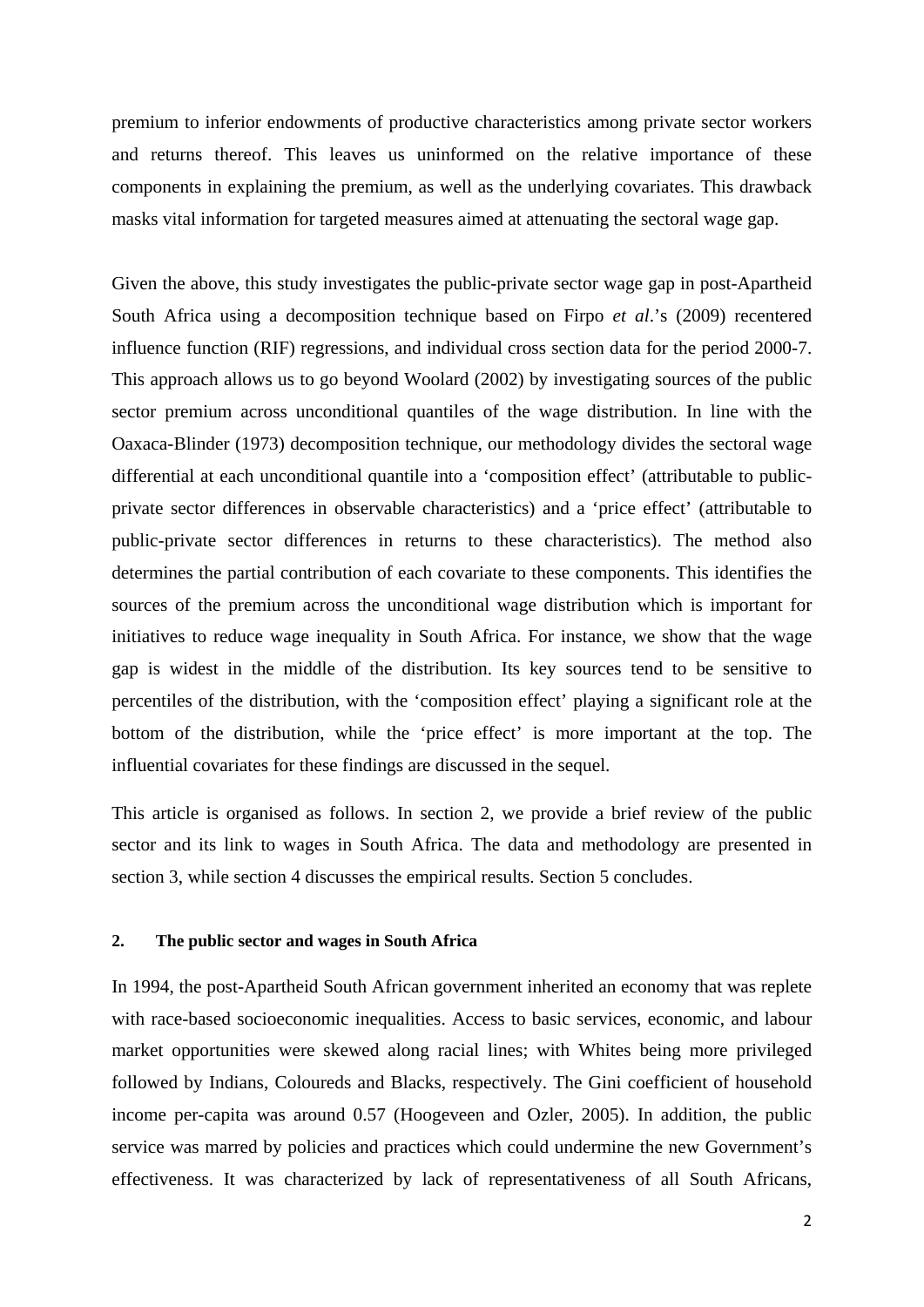premium to inferior endowments of productive characteristics among private sector workers and returns thereof. This leaves us uninformed on the relative importance of these components in explaining the premium, as well as the underlying covariates. This drawback masks vital information for targeted measures aimed at attenuating the sectoral wage gap.

Given the above, this study investigates the public-private sector wage gap in post-Apartheid South Africa using a decomposition technique based on Firpo *et al*.'s (2009) recentered influence function (RIF) regressions, and individual cross section data for the period 2000-7. This approach allows us to go beyond Woolard (2002) by investigating sources of the public sector premium across unconditional quantiles of the wage distribution. In line with the Oaxaca-Blinder (1973) decomposition technique, our methodology divides the sectoral wage differential at each unconditional quantile into a 'composition effect' (attributable to public-private sector differences in observable characteristics) and a 'price effect' (attributable to public-private sector differences in returns to these characteristics). The method also determines the partial contribution of each covariate to these components. This identifies the sources of the premium across the unconditional wage distribution which is important for initiatives to reduce wage inequality in South Africa. For instance, we show that the wage gap is widest in the middle of the distribution. Its key sources tend to be sensitive to percentiles of the distribution, with the 'composition effect' playing a significant role at the bottom of the distribution, while the 'price effect' is more important at the top. The influential covariates for these findings are discussed in the sequel.

This article is organised as follows. In section 2, we provide a brief review of the public sector and its link to wages in South Africa. The data and methodology are presented in section 3, while section 4 discusses the empirical results. Section 5 concludes.

## 2. The public sector and wages in South Africa

In 1994, the post-Apartheid South African government inherited an economy that was replete with race-based socioeconomic inequalities. Access to basic services, economic, and labour market opportunities were skewed along racial lines; with Whites being more privileged followed by Indians, Coloureds and Blacks, respectively. The Gini coefficient of household income per-capita was around 0.57 (Hoogeveen and Ozler, 2005). In addition, the public service was marred by policies and practices which could undermine the new Government's effectiveness. It was characterized by lack of representativeness of all South Africans,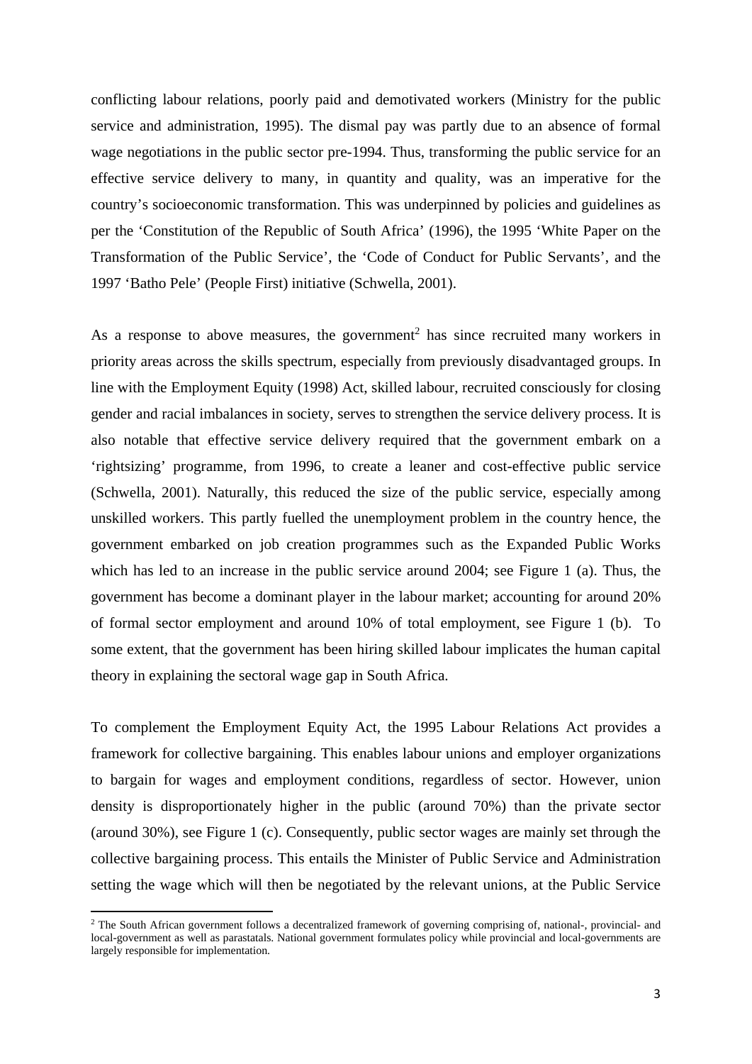conflicting labour relations, poorly paid and demotivated workers (Ministry for the public service and administration, 1995). The dismal pay was partly due to an absence of formal wage negotiations in the public sector pre-1994. Thus, transforming the public service for an effective service delivery to many, in quantity and quality, was an imperative for the country's socioeconomic transformation. This was underpinned by policies and guidelines as per the 'Constitution of the Republic of South Africa' (1996), the 1995 'White Paper on the Transformation of the Public Service', the 'Code of Conduct for Public Servants', and the 1997 'Batho Pele' (People First) initiative (Schwella, 2001).

As a response to above measures, the government[2] has since recruited many workers in priority areas across the skills spectrum, especially from previously disadvantaged groups. In line with the Employment Equity (1998) Act, skilled labour, recruited consciously for closing gender and racial imbalances in society, serves to strengthen the service delivery process. It is also notable that effective service delivery required that the government embark on a 'rightsizing' programme, from 1996, to create a leaner and cost-effective public service (Schwella, 2001). Naturally, this reduced the size of the public service, especially among unskilled workers. This partly fuelled the unemployment problem in the country hence, the government embarked on job creation programmes such as the Expanded Public Works which has led to an increase in the public service around 2004; see Figure 1 (a). Thus, the government has become a dominant player in the labour market; accounting for around 20% of formal sector employment and around 10% of total employment, see Figure 1 (b). To some extent, that the government has been hiring skilled labour implicates the human capital theory in explaining the sectoral wage gap in South Africa.

To complement the Employment Equity Act, the 1995 Labour Relations Act provides a framework for collective bargaining. This enables labour unions and employer organizations to bargain for wages and employment conditions, regardless of sector. However, union density is disproportionately higher in the public (around 70%) than the private sector (around 30%), see Figure 1 (c). Consequently, public sector wages are mainly set through the collective bargaining process. This entails the Minister of Public Service and Administration setting the wage which will then be negotiated by the relevant unions, at the Public Service

[2] The South African government follows a decentralized framework of governing comprising of, national-, provincial- and local-government as well as parastatals. National government formulates policy while provincial and local-governments are largely responsible for implementation.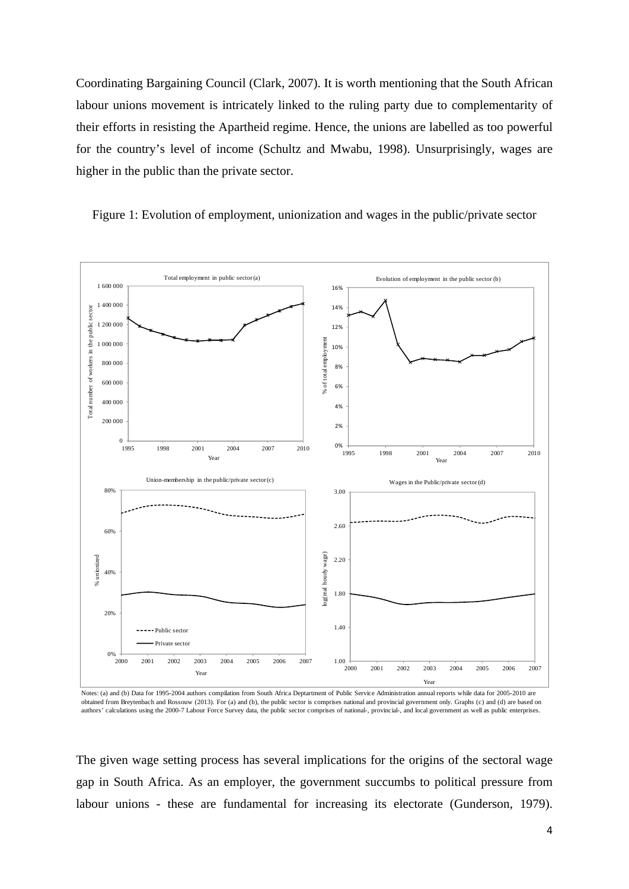Coordinating Bargaining Council (Clark, 2007). It is worth mentioning that the South African labour unions movement is intricately linked to the ruling party due to complementarity of their efforts in resisting the Apartheid regime. Hence, the unions are labelled as too powerful for the country's level of income (Schultz and Mwabu, 1998). Unsurprisingly, wages are higher in the public than the private sector.

Figure 1: Evolution of employment, unionization and wages in the public/private sector

Notes: (a) and (b) Data for 1995-2004 authors compilation from South Africa Deptartment of Public Service Administration annual reports while data for 2005-2010 are obtained from Breytenbach and Rossouw (2013). For (a) and (b), the public sector is comprises national and provincial government only. Graphs (c) and (d) are based on authors' calculations using the 2000-7 Labour Force Survey data, the public sector comprises of national-, provincial-, and local government as well as public enterprises.

The given wage setting process has several implications for the origins of the sectoral wage gap in South Africa. As an employer, the government succumbs to political pressure from labour unions - these are fundamental for increasing its electorate (Gunderson, 1979).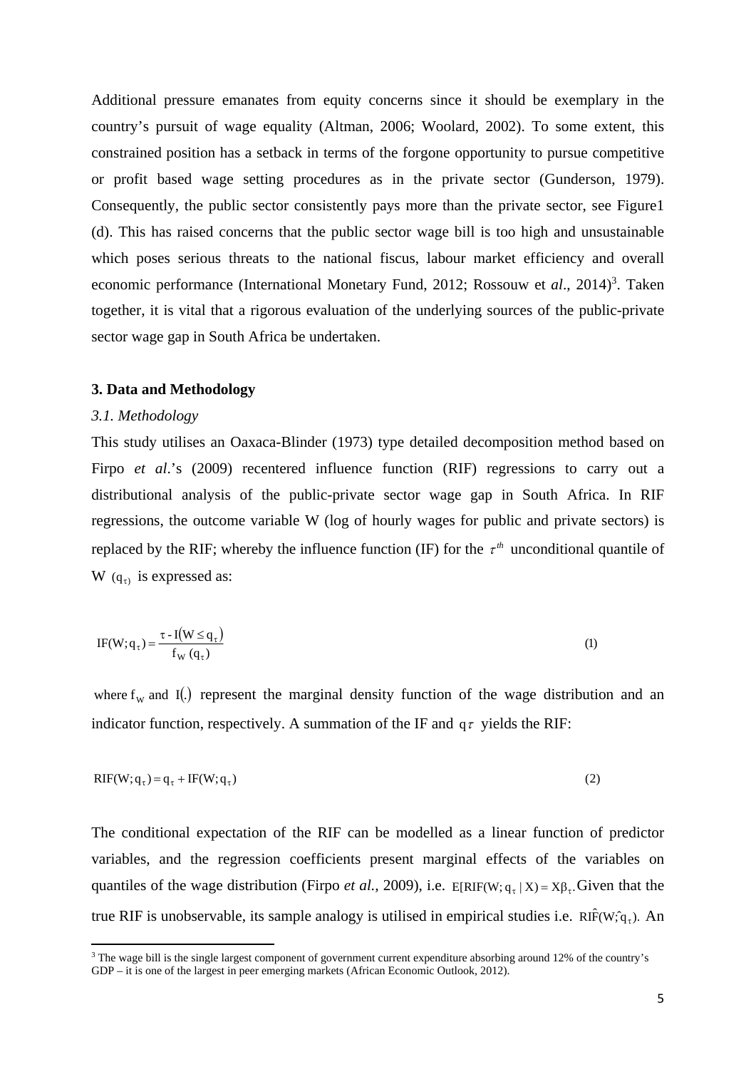Additional pressure emanates from equity concerns since it should be exemplary in the country's pursuit of wage equality (Altman, 2006; Woolard, 2002). To some extent, this constrained position has a setback in terms of the forgone opportunity to pursue competitive or profit based wage setting procedures as in the private sector (Gunderson, 1979). Consequently, the public sector consistently pays more than the private sector, see Figure1 (d). This has raised concerns that the public sector wage bill is too high and unsustainable which poses serious threats to the national fiscus, labour market efficiency and overall economic performance (International Monetary Fund, 2012; Rossouw et *al*., 2014)[3]. Taken together, it is vital that a rigorous evaluation of the underlying sources of the public-private sector wage gap in South Africa be undertaken.

### 3. Data and Methodology

#### *3.1. Methodology*

This study utilises an Oaxaca-Blinder (1973) type detailed decomposition method based on Firpo *et al*.'s (2009) recentered influence function (RIF) regressions to carry out a distributional analysis of the public-private sector wage gap in South Africa. In RIF regressions, the outcome variable W (log of hourly wages for public and private sectors) is replaced by the RIF; whereby the influence function (IF) for the $\tau^{th}$ unconditional quantile of W $(q_{\tau})$ is expressed as:

$$\mathrm{IF}(W; q_{\tau}) = \frac{\tau - I(W \leq q_{\tau})}{f_W(q_{\tau})} \tag{1}$$

where $f_W$ and $I(.)$ represent the marginal density function of the wage distribution and an indicator function, respectively. A summation of the IF and $q\tau$ yields the RIF:

$$\mathrm{RIF}(W; q_{\tau}) = q_{\tau} + \mathrm{IF}(W; q_{\tau}) \tag{2}$$

The conditional expectation of the RIF can be modelled as a linear function of predictor variables, and the regression coefficients present marginal effects of the variables on quantiles of the wage distribution (Firpo *et al.*, 2009), i.e. $E[\mathrm{RIF}(W; q_{\tau} | X) = X\beta_{\tau}$. Given that the true RIF is unobservable, its sample analogy is utilised in empirical studies i.e. $\hat{\mathrm{RIF}}(W; \hat{q}_{\tau})$. An

[3] The wage bill is the single largest component of government current expenditure absorbing around 12% of the country's GDP – it is one of the largest in peer emerging markets (African Economic Outlook, 2012).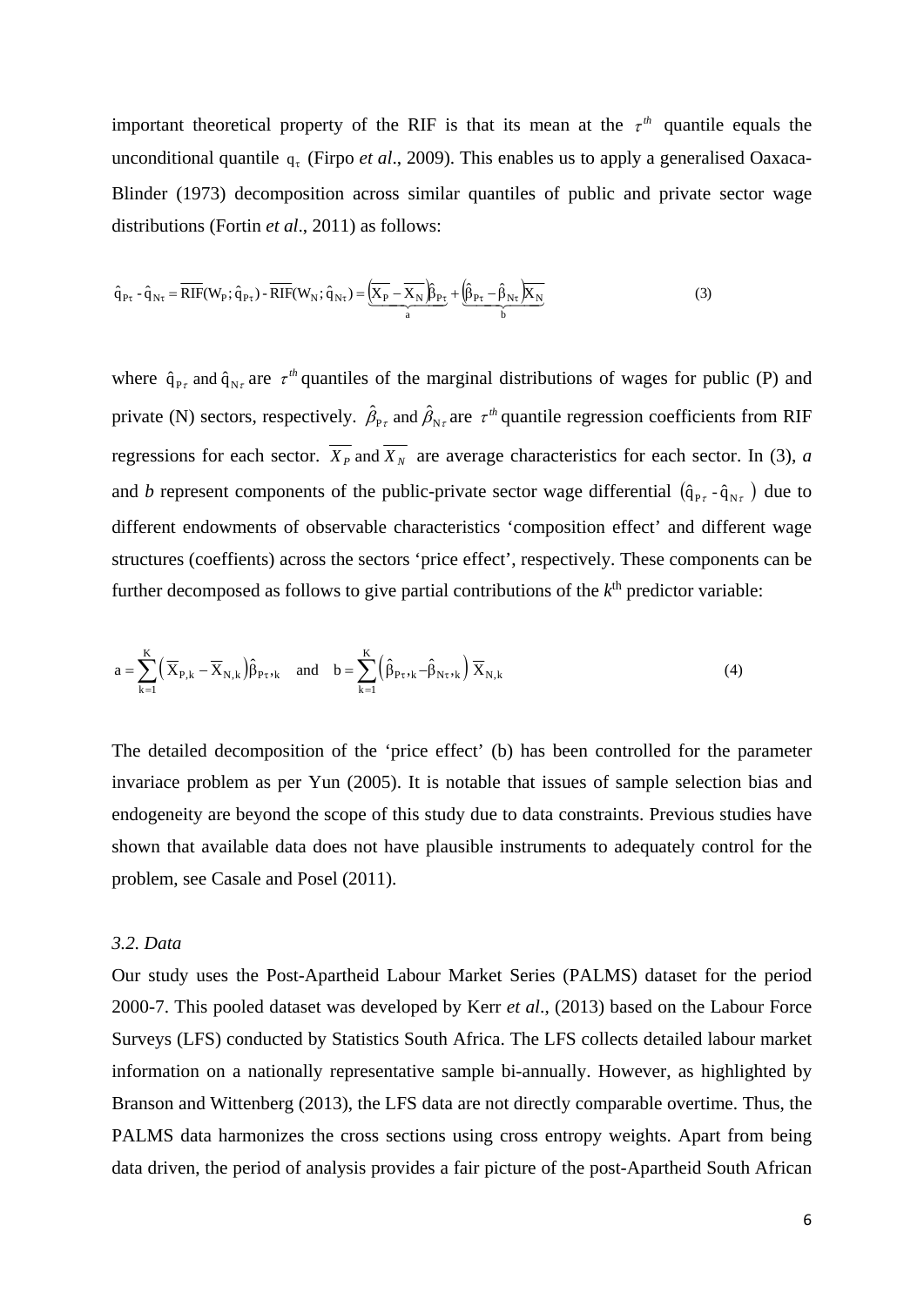important theoretical property of the RIF is that its mean at the $\tau^{th}$ quantile equals the unconditional quantile $q_\tau$ (Firpo *et al*., 2009). This enables us to apply a generalised Oaxaca-Blinder (1973) decomposition across similar quantiles of public and private sector wage distributions (Fortin *et al*., 2011) as follows:

$$\hat{q}_{P\tau} - \hat{q}_{N\tau} = \overline{RIF}(W_P; \hat{q}_{P\tau}) - \overline{RIF}(W_N; \hat{q}_{N\tau}) = \underbrace{\left(\overline{X_P} - \overline{X_N}\right)\hat{\beta}_{P\tau}}_{a} + \underbrace{\left(\hat{\beta}_{P\tau} - \hat{\beta}_{N\tau}\right)\overline{X_N}}_{b} \qquad (3)$$

where $\hat{q}_{P\tau}$ and $\hat{q}_{N\tau}$ are $\tau^{th}$ quantiles of the marginal distributions of wages for public (P) and private (N) sectors, respectively. $\hat{\beta}_{P\tau}$ and $\hat{\beta}_{N\tau}$ are $\tau^{th}$ quantile regression coefficients from RIF regressions for each sector. $\overline{X_P}$ and $\overline{X_N}$ are average characteristics for each sector. In (3), *a* and *b* represent components of the public-private sector wage differential $(\hat{q}_{P\tau} - \hat{q}_{N\tau})$ due to different endowments of observable characteristics 'composition effect' and different wage structures (coeffients) across the sectors 'price effect', respectively. These components can be further decomposed as follows to give partial contributions of the $k^{th}$ predictor variable:

$$a = \sum_{k=1}^{K}\left(\overline{X}_{P,k} - \overline{X}_{N,k}\right)\hat{\beta}_{P\tau,k} \quad \text{and} \quad b = \sum_{k=1}^{K}\left(\hat{\beta}_{P\tau,k} - \hat{\beta}_{N\tau,k}\right)\overline{X}_{N,k} \qquad (4)$$

The detailed decomposition of the 'price effect' (b) has been controlled for the parameter invariace problem as per Yun (2005). It is notable that issues of sample selection bias and endogeneity are beyond the scope of this study due to data constraints. Previous studies have shown that available data does not have plausible instruments to adequately control for the problem, see Casale and Posel (2011).

### *3.2. Data*

Our study uses the Post-Apartheid Labour Market Series (PALMS) dataset for the period 2000-7. This pooled dataset was developed by Kerr *et al*., (2013) based on the Labour Force Surveys (LFS) conducted by Statistics South Africa. The LFS collects detailed labour market information on a nationally representative sample bi-annually. However, as highlighted by Branson and Wittenberg (2013), the LFS data are not directly comparable overtime. Thus, the PALMS data harmonizes the cross sections using cross entropy weights. Apart from being data driven, the period of analysis provides a fair picture of the post-Apartheid South African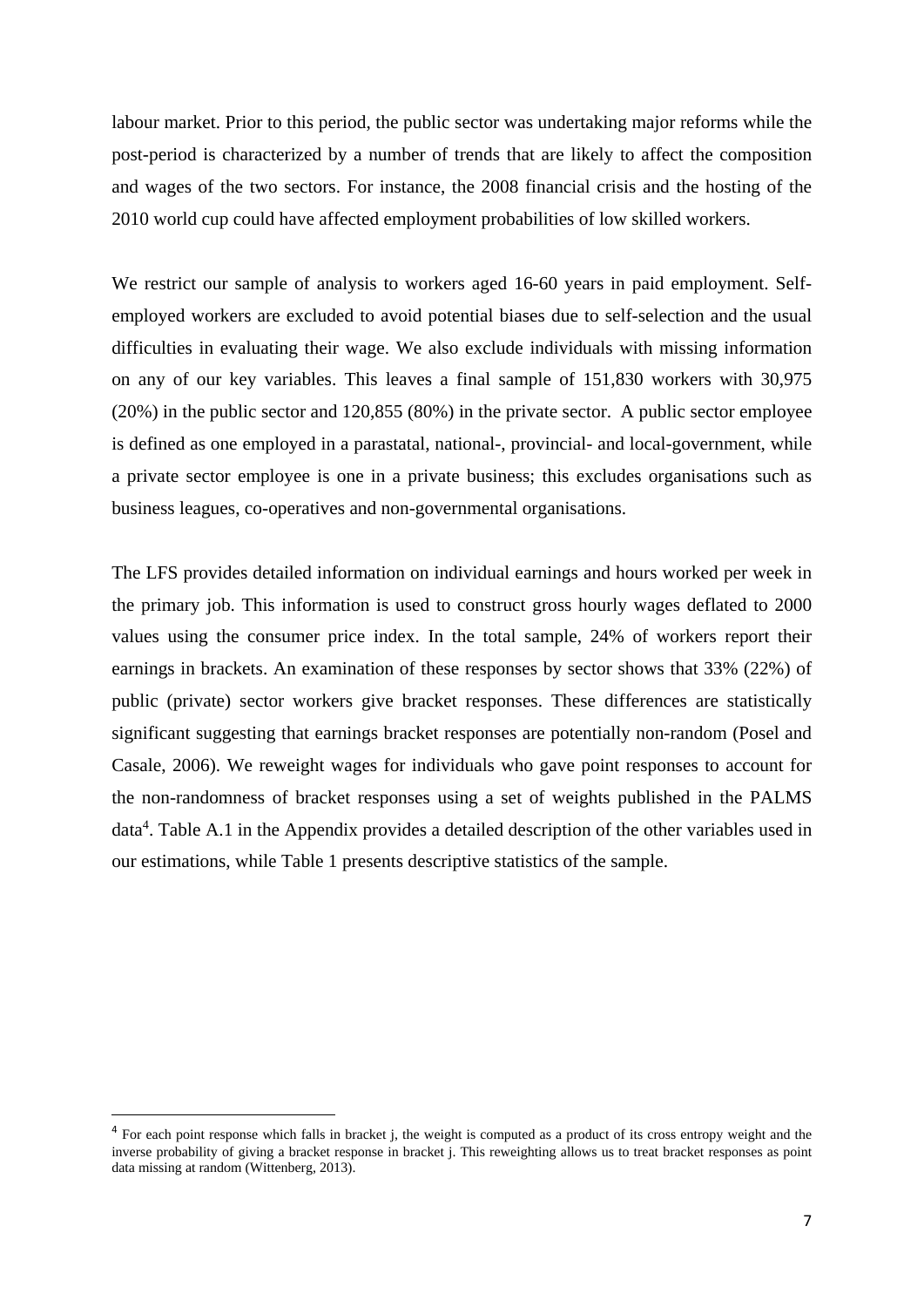labour market. Prior to this period, the public sector was undertaking major reforms while the post-period is characterized by a number of trends that are likely to affect the composition and wages of the two sectors. For instance, the 2008 financial crisis and the hosting of the 2010 world cup could have affected employment probabilities of low skilled workers.

We restrict our sample of analysis to workers aged 16-60 years in paid employment. Self-employed workers are excluded to avoid potential biases due to self-selection and the usual difficulties in evaluating their wage. We also exclude individuals with missing information on any of our key variables. This leaves a final sample of 151,830 workers with 30,975 (20%) in the public sector and 120,855 (80%) in the private sector. A public sector employee is defined as one employed in a parastatal, national-, provincial- and local-government, while a private sector employee is one in a private business; this excludes organisations such as business leagues, co-operatives and non-governmental organisations.

The LFS provides detailed information on individual earnings and hours worked per week in the primary job. This information is used to construct gross hourly wages deflated to 2000 values using the consumer price index. In the total sample, 24% of workers report their earnings in brackets. An examination of these responses by sector shows that 33% (22%) of public (private) sector workers give bracket responses. These differences are statistically significant suggesting that earnings bracket responses are potentially non-random (Posel and Casale, 2006). We reweight wages for individuals who gave point responses to account for the non-randomness of bracket responses using a set of weights published in the PALMS data[4]. Table A.1 in the Appendix provides a detailed description of the other variables used in our estimations, while Table 1 presents descriptive statistics of the sample.

[4] For each point response which falls in bracket j, the weight is computed as a product of its cross entropy weight and the inverse probability of giving a bracket response in bracket j. This reweighting allows us to treat bracket responses as point data missing at random (Wittenberg, 2013).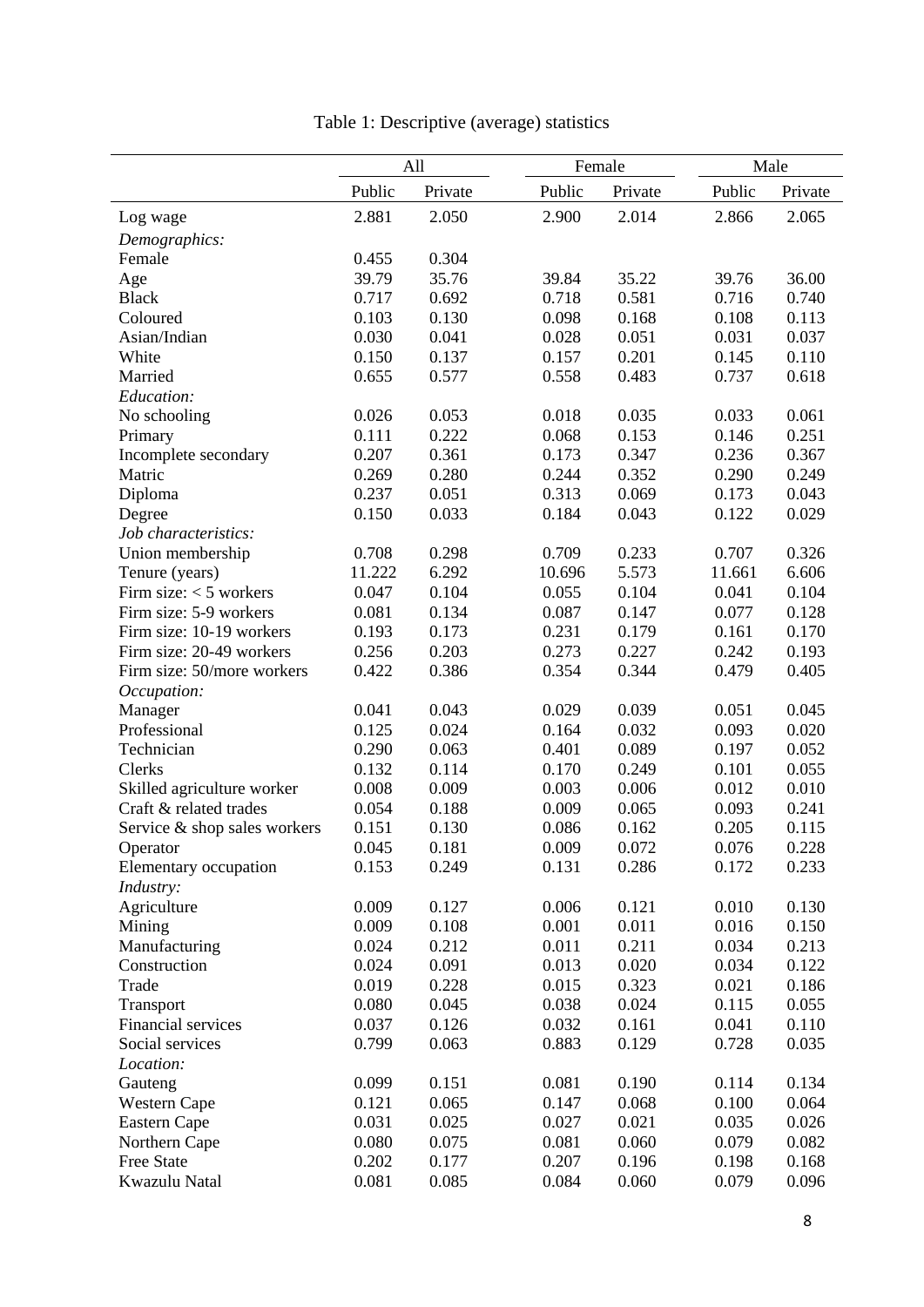Table 1: Descriptive (average) statistics

| | All | | Female | | Male | |
|---|---|---|---|---|---|---|
| | Public | Private | Public | Private | Public | Private |
| Log wage | 2.881 | 2.050 | 2.900 | 2.014 | 2.866 | 2.065 |
| *Demographics:* | | | | | | |
| Female | 0.455 | 0.304 | | | | |
| Age | 39.79 | 35.76 | 39.84 | 35.22 | 39.76 | 36.00 |
| Black | 0.717 | 0.692 | 0.718 | 0.581 | 0.716 | 0.740 |
| Coloured | 0.103 | 0.130 | 0.098 | 0.168 | 0.108 | 0.113 |
| Asian/Indian | 0.030 | 0.041 | 0.028 | 0.051 | 0.031 | 0.037 |
| White | 0.150 | 0.137 | 0.157 | 0.201 | 0.145 | 0.110 |
| Married | 0.655 | 0.577 | 0.558 | 0.483 | 0.737 | 0.618 |
| *Education:* | | | | | | |
| No schooling | 0.026 | 0.053 | 0.018 | 0.035 | 0.033 | 0.061 |
| Primary | 0.111 | 0.222 | 0.068 | 0.153 | 0.146 | 0.251 |
| Incomplete secondary | 0.207 | 0.361 | 0.173 | 0.347 | 0.236 | 0.367 |
| Matric | 0.269 | 0.280 | 0.244 | 0.352 | 0.290 | 0.249 |
| Diploma | 0.237 | 0.051 | 0.313 | 0.069 | 0.173 | 0.043 |
| Degree | 0.150 | 0.033 | 0.184 | 0.043 | 0.122 | 0.029 |
| *Job characteristics:* | | | | | | |
| Union membership | 0.708 | 0.298 | 0.709 | 0.233 | 0.707 | 0.326 |
| Tenure (years) | 11.222 | 6.292 | 10.696 | 5.573 | 11.661 | 6.606 |
| Firm size: < 5 workers | 0.047 | 0.104 | 0.055 | 0.104 | 0.041 | 0.104 |
| Firm size: 5-9 workers | 0.081 | 0.134 | 0.087 | 0.147 | 0.077 | 0.128 |
| Firm size: 10-19 workers | 0.193 | 0.173 | 0.231 | 0.179 | 0.161 | 0.170 |
| Firm size: 20-49 workers | 0.256 | 0.203 | 0.273 | 0.227 | 0.242 | 0.193 |
| Firm size: 50/more workers | 0.422 | 0.386 | 0.354 | 0.344 | 0.479 | 0.405 |
| *Occupation:* | | | | | | |
| Manager | 0.041 | 0.043 | 0.029 | 0.039 | 0.051 | 0.045 |
| Professional | 0.125 | 0.024 | 0.164 | 0.032 | 0.093 | 0.020 |
| Technician | 0.290 | 0.063 | 0.401 | 0.089 | 0.197 | 0.052 |
| Clerks | 0.132 | 0.114 | 0.170 | 0.249 | 0.101 | 0.055 |
| Skilled agriculture worker | 0.008 | 0.009 | 0.003 | 0.006 | 0.012 | 0.010 |
| Craft & related trades | 0.054 | 0.188 | 0.009 | 0.065 | 0.093 | 0.241 |
| Service & shop sales workers | 0.151 | 0.130 | 0.086 | 0.162 | 0.205 | 0.115 |
| Operator | 0.045 | 0.181 | 0.009 | 0.072 | 0.076 | 0.228 |
| Elementary occupation | 0.153 | 0.249 | 0.131 | 0.286 | 0.172 | 0.233 |
| *Industry:* | | | | | | |
| Agriculture | 0.009 | 0.127 | 0.006 | 0.121 | 0.010 | 0.130 |
| Mining | 0.009 | 0.108 | 0.001 | 0.011 | 0.016 | 0.150 |
| Manufacturing | 0.024 | 0.212 | 0.011 | 0.211 | 0.034 | 0.213 |
| Construction | 0.024 | 0.091 | 0.013 | 0.020 | 0.034 | 0.122 |
| Trade | 0.019 | 0.228 | 0.015 | 0.323 | 0.021 | 0.186 |
| Transport | 0.080 | 0.045 | 0.038 | 0.024 | 0.115 | 0.055 |
| Financial services | 0.037 | 0.126 | 0.032 | 0.161 | 0.041 | 0.110 |
| Social services | 0.799 | 0.063 | 0.883 | 0.129 | 0.728 | 0.035 |
| *Location:* | | | | | | |
| Gauteng | 0.099 | 0.151 | 0.081 | 0.190 | 0.114 | 0.134 |
| Western Cape | 0.121 | 0.065 | 0.147 | 0.068 | 0.100 | 0.064 |
| Eastern Cape | 0.031 | 0.025 | 0.027 | 0.021 | 0.035 | 0.026 |
| Northern Cape | 0.080 | 0.075 | 0.081 | 0.060 | 0.079 | 0.082 |
| Free State | 0.202 | 0.177 | 0.207 | 0.196 | 0.198 | 0.168 |
| Kwazulu Natal | 0.081 | 0.085 | 0.084 | 0.060 | 0.079 | 0.096 |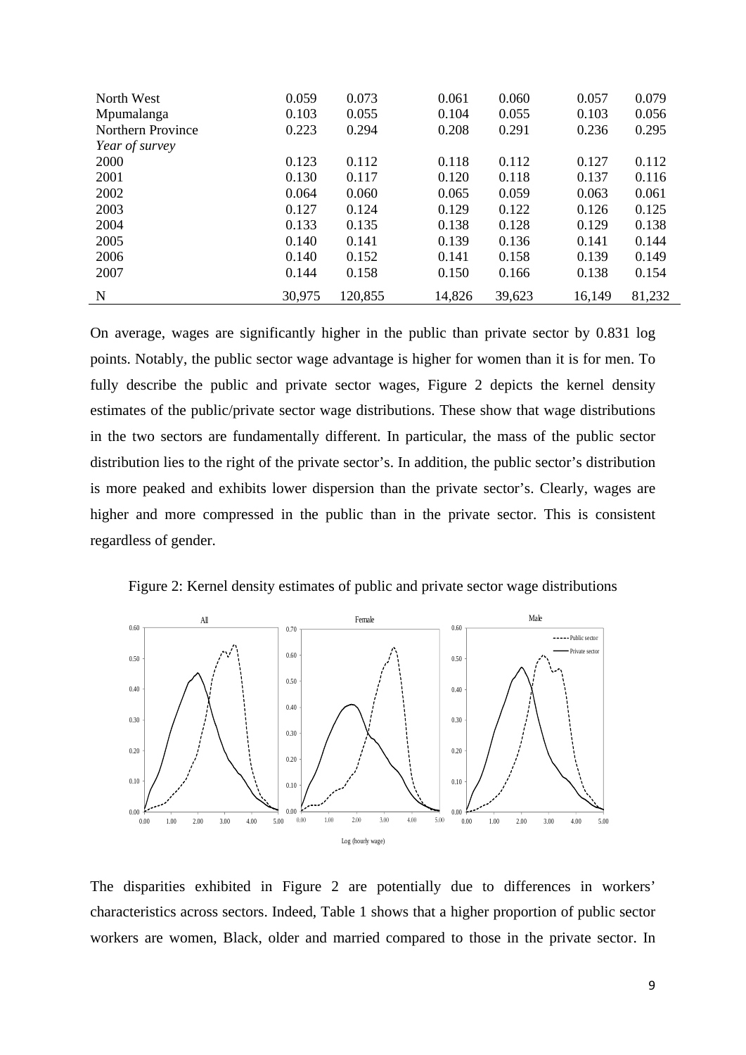| | | | | | | |
|---|---|---|---|---|---|---|
| North West | 0.059 | 0.073 | 0.061 | 0.060 | 0.057 | 0.079 |
| Mpumalanga | 0.103 | 0.055 | 0.104 | 0.055 | 0.103 | 0.056 |
| Northern Province | 0.223 | 0.294 | 0.208 | 0.291 | 0.236 | 0.295 |
| *Year of survey* | | | | | | |
| 2000 | 0.123 | 0.112 | 0.118 | 0.112 | 0.127 | 0.112 |
| 2001 | 0.130 | 0.117 | 0.120 | 0.118 | 0.137 | 0.116 |
| 2002 | 0.064 | 0.060 | 0.065 | 0.059 | 0.063 | 0.061 |
| 2003 | 0.127 | 0.124 | 0.129 | 0.122 | 0.126 | 0.125 |
| 2004 | 0.133 | 0.135 | 0.138 | 0.128 | 0.129 | 0.138 |
| 2005 | 0.140 | 0.141 | 0.139 | 0.136 | 0.141 | 0.144 |
| 2006 | 0.140 | 0.152 | 0.141 | 0.158 | 0.139 | 0.149 |
| 2007 | 0.144 | 0.158 | 0.150 | 0.166 | 0.138 | 0.154 |
| N | 30,975 | 120,855 | 14,826 | 39,623 | 16,149 | 81,232 |

On average, wages are significantly higher in the public than private sector by 0.831 log points. Notably, the public sector wage advantage is higher for women than it is for men. To fully describe the public and private sector wages, Figure 2 depicts the kernel density estimates of the public/private sector wage distributions. These show that wage distributions in the two sectors are fundamentally different. In particular, the mass of the public sector distribution lies to the right of the private sector's. In addition, the public sector's distribution is more peaked and exhibits lower dispersion than the private sector's. Clearly, wages are higher and more compressed in the public than in the private sector. This is consistent regardless of gender.

Figure 2: Kernel density estimates of public and private sector wage distributions

The disparities exhibited in Figure 2 are potentially due to differences in workers' characteristics across sectors. Indeed, Table 1 shows that a higher proportion of public sector workers are women, Black, older and married compared to those in the private sector. In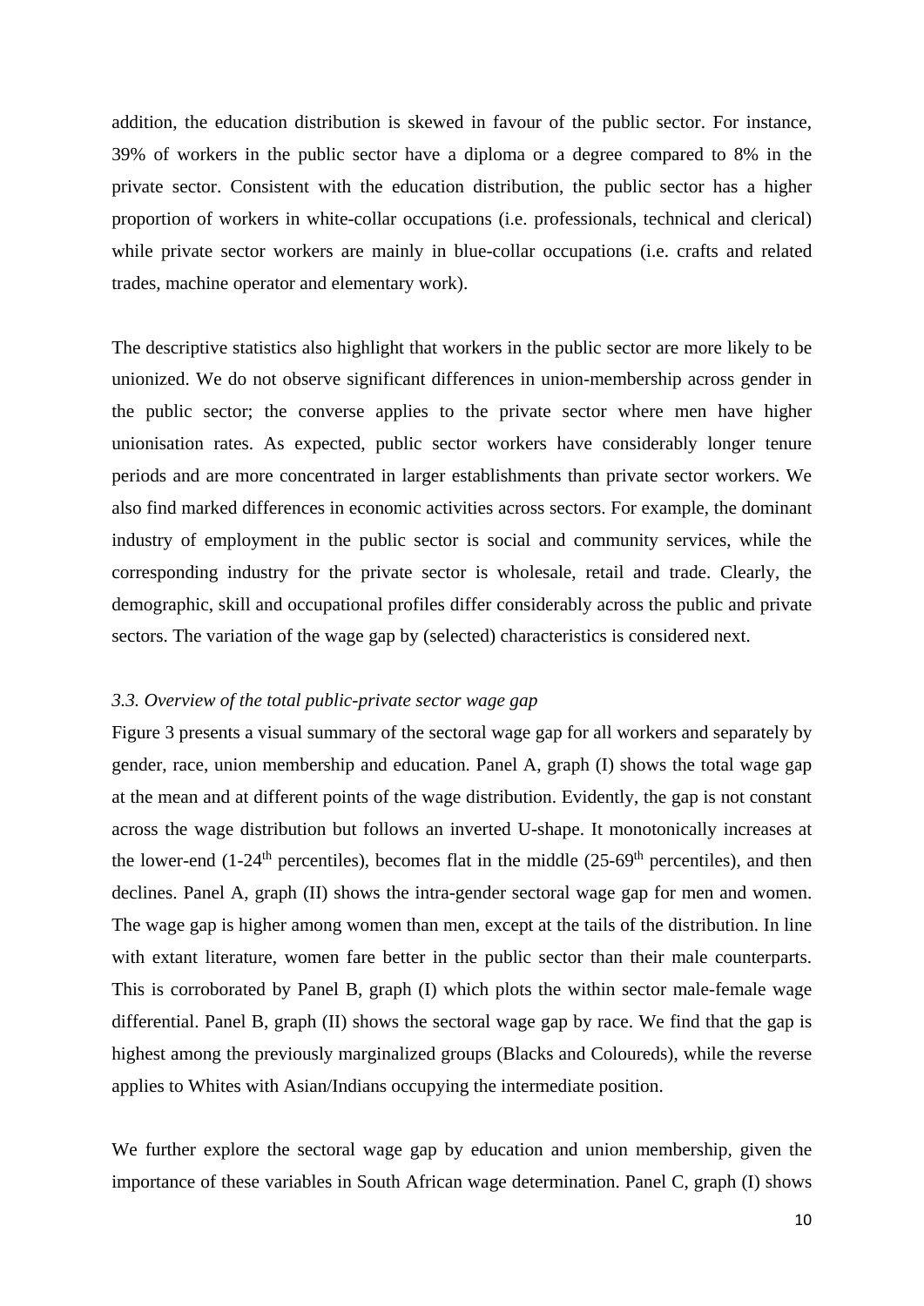addition, the education distribution is skewed in favour of the public sector. For instance, 39% of workers in the public sector have a diploma or a degree compared to 8% in the private sector. Consistent with the education distribution, the public sector has a higher proportion of workers in white-collar occupations (i.e. professionals, technical and clerical) while private sector workers are mainly in blue-collar occupations (i.e. crafts and related trades, machine operator and elementary work).

The descriptive statistics also highlight that workers in the public sector are more likely to be unionized. We do not observe significant differences in union-membership across gender in the public sector; the converse applies to the private sector where men have higher unionisation rates. As expected, public sector workers have considerably longer tenure periods and are more concentrated in larger establishments than private sector workers. We also find marked differences in economic activities across sectors. For example, the dominant industry of employment in the public sector is social and community services, while the corresponding industry for the private sector is wholesale, retail and trade. Clearly, the demographic, skill and occupational profiles differ considerably across the public and private sectors. The variation of the wage gap by (selected) characteristics is considered next.

### *3.3. Overview of the total public-private sector wage gap*

Figure 3 presents a visual summary of the sectoral wage gap for all workers and separately by gender, race, union membership and education. Panel A, graph (I) shows the total wage gap at the mean and at different points of the wage distribution. Evidently, the gap is not constant across the wage distribution but follows an inverted U-shape. It monotonically increases at the lower-end (1-24th percentiles), becomes flat in the middle (25-69th percentiles), and then declines. Panel A, graph (II) shows the intra-gender sectoral wage gap for men and women. The wage gap is higher among women than men, except at the tails of the distribution. In line with extant literature, women fare better in the public sector than their male counterparts. This is corroborated by Panel B, graph (I) which plots the within sector male-female wage differential. Panel B, graph (II) shows the sectoral wage gap by race. We find that the gap is highest among the previously marginalized groups (Blacks and Coloureds), while the reverse applies to Whites with Asian/Indians occupying the intermediate position.

We further explore the sectoral wage gap by education and union membership, given the importance of these variables in South African wage determination. Panel C, graph (I) shows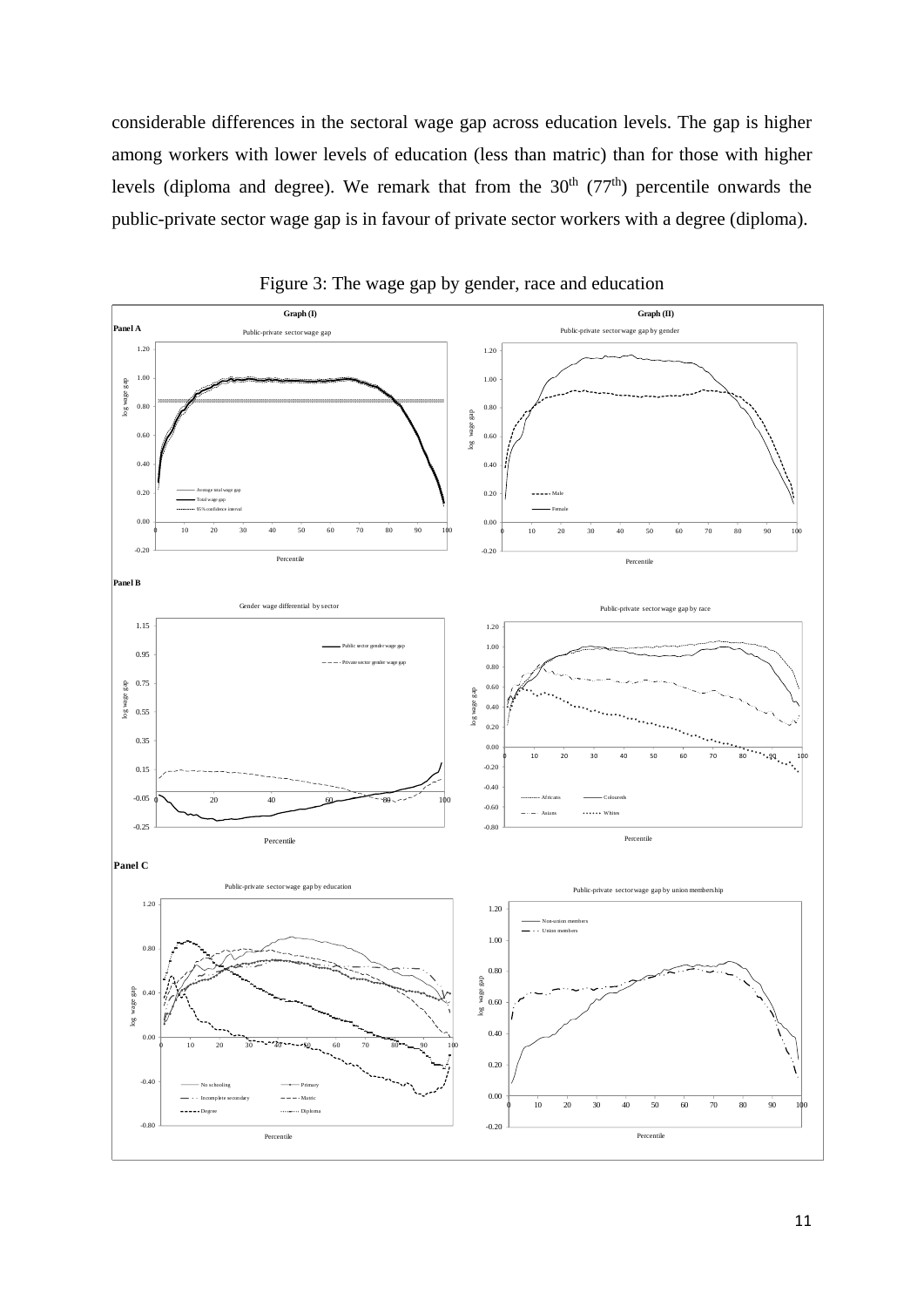considerable differences in the sectoral wage gap across education levels. The gap is higher among workers with lower levels of education (less than matric) than for those with higher levels (diploma and degree). We remark that from the 30th (77th) percentile onwards the public-private sector wage gap is in favour of private sector workers with a degree (diploma).

Figure 3: The wage gap by gender, race and education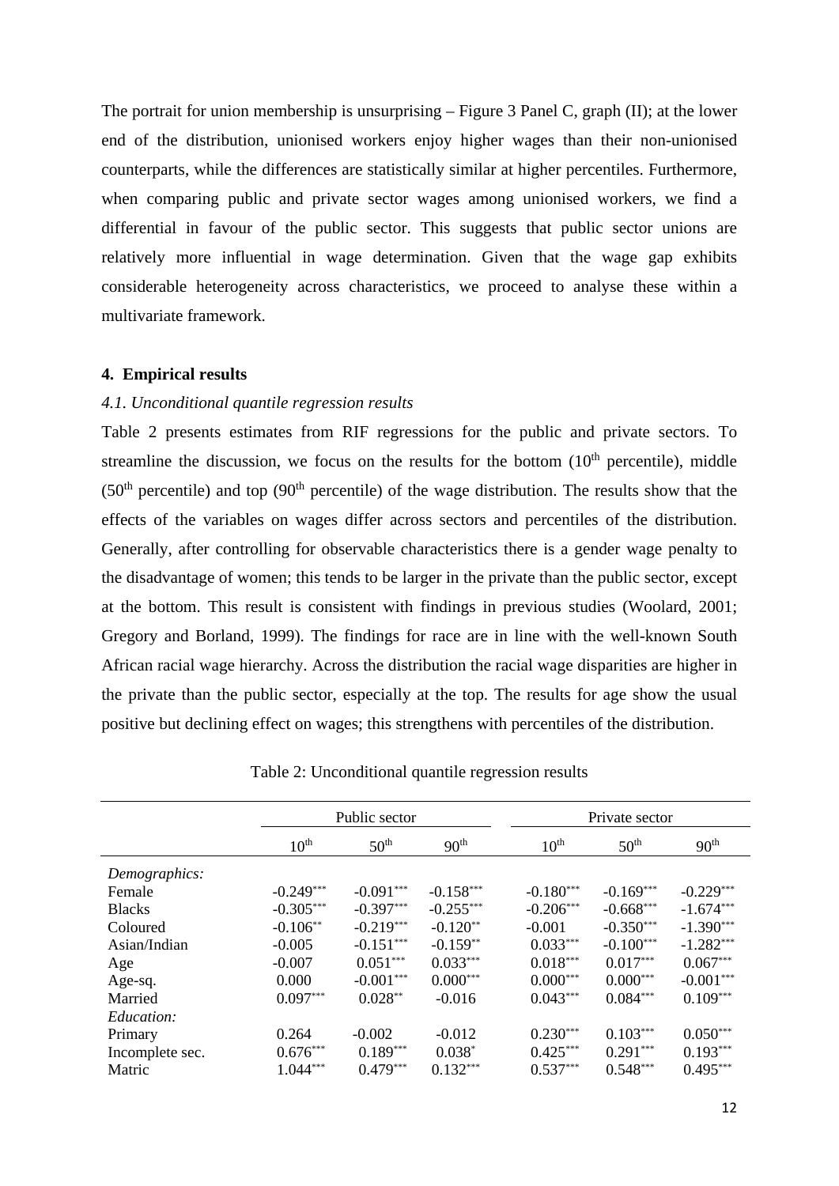The portrait for union membership is unsurprising – Figure 3 Panel C, graph (II); at the lower end of the distribution, unionised workers enjoy higher wages than their non-unionised counterparts, while the differences are statistically similar at higher percentiles. Furthermore, when comparing public and private sector wages among unionised workers, we find a differential in favour of the public sector. This suggests that public sector unions are relatively more influential in wage determination. Given that the wage gap exhibits considerable heterogeneity across characteristics, we proceed to analyse these within a multivariate framework.

## 4. Empirical results

### *4.1. Unconditional quantile regression results*

Table 2 presents estimates from RIF regressions for the public and private sectors. To streamline the discussion, we focus on the results for the bottom (10th percentile), middle (50th percentile) and top (90th percentile) of the wage distribution. The results show that the effects of the variables on wages differ across sectors and percentiles of the distribution. Generally, after controlling for observable characteristics there is a gender wage penalty to the disadvantage of women; this tends to be larger in the private than the public sector, except at the bottom. This result is consistent with findings in previous studies (Woolard, 2001; Gregory and Borland, 1999). The findings for race are in line with the well-known South African racial wage hierarchy. Across the distribution the racial wage disparities are higher in the private than the public sector, especially at the top. The results for age show the usual positive but declining effect on wages; this strengthens with percentiles of the distribution.

Table 2: Unconditional quantile regression results

| | Public sector | | | Private sector | | |
|---|---|---|---|---|---|---|
| | 10th | 50th | 90th | 10th | 50th | 90th |
| *Demographics:* | | | | | | |
| Female | -0.249*** | -0.091*** | -0.158*** | -0.180*** | -0.169*** | -0.229*** |
| Blacks | -0.305*** | -0.397*** | -0.255*** | -0.206*** | -0.668*** | -1.674*** |
| Coloured | -0.106** | -0.219*** | -0.120** | -0.001 | -0.350*** | -1.390*** |
| Asian/Indian | -0.005 | -0.151*** | -0.159** | 0.033*** | -0.100*** | -1.282*** |
| Age | -0.007 | 0.051*** | 0.033*** | 0.018*** | 0.017*** | 0.067*** |
| Age-sq. | 0.000 | -0.001*** | 0.000*** | 0.000*** | 0.000*** | -0.001*** |
| Married | 0.097*** | 0.028** | -0.016 | 0.043*** | 0.084*** | 0.109*** |
| *Education:* | | | | | | |
| Primary | 0.264 | -0.002 | -0.012 | 0.230*** | 0.103*** | 0.050*** |
| Incomplete sec. | 0.676*** | 0.189*** | 0.038* | 0.425*** | 0.291*** | 0.193*** |
| Matric | 1.044*** | 0.479*** | 0.132*** | 0.537*** | 0.548*** | 0.495*** |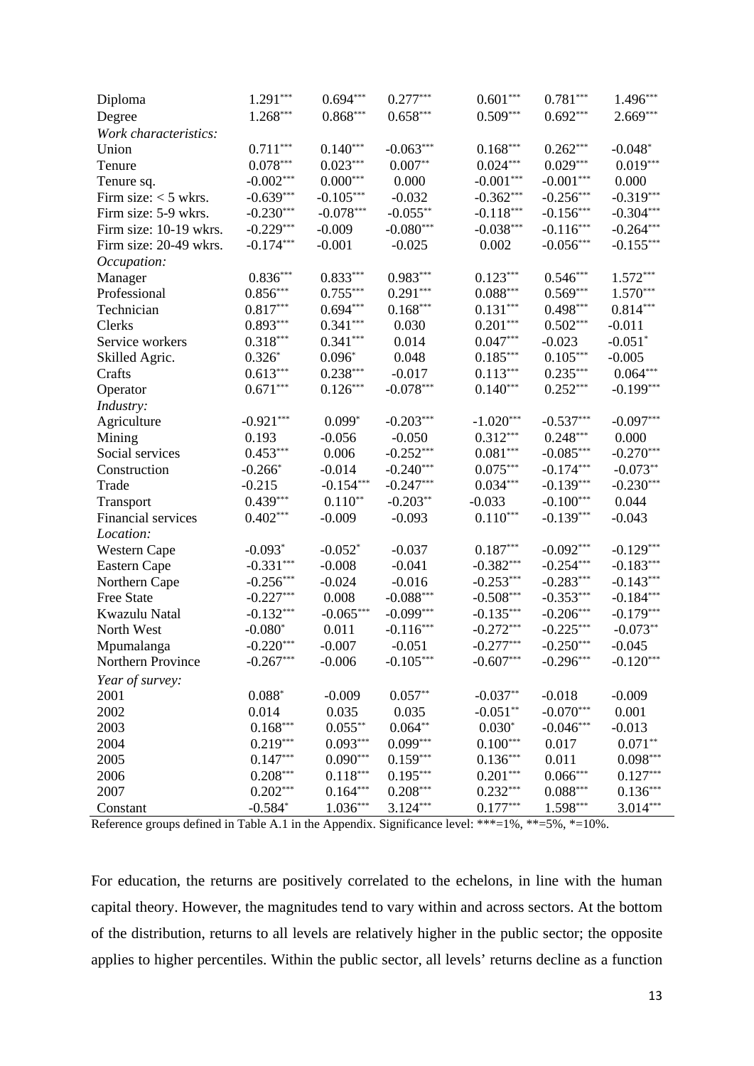| | | | | | | |
|---|---|---|---|---|---|---|
| Diploma | 1.291*** | 0.694*** | 0.277*** | 0.601*** | 0.781*** | 1.496*** |
| Degree | 1.268*** | 0.868*** | 0.658*** | 0.509*** | 0.692*** | 2.669*** |
| *Work characteristics:* | | | | | | |
| Union | 0.711*** | 0.140*** | -0.063*** | 0.168*** | 0.262*** | -0.048* |
| Tenure | 0.078*** | 0.023*** | 0.007** | 0.024*** | 0.029*** | 0.019*** |
| Tenure sq. | -0.002*** | 0.000*** | 0.000 | -0.001*** | -0.001*** | 0.000 |
| Firm size: < 5 wkrs. | -0.639*** | -0.105*** | -0.032 | -0.362*** | -0.256*** | -0.319*** |
| Firm size: 5-9 wkrs. | -0.230*** | -0.078*** | -0.055** | -0.118*** | -0.156*** | -0.304*** |
| Firm size: 10-19 wkrs. | -0.229*** | -0.009 | -0.080*** | -0.038*** | -0.116*** | -0.264*** |
| Firm size: 20-49 wkrs. | -0.174*** | -0.001 | -0.025 | 0.002 | -0.056*** | -0.155*** |
| *Occupation:* | | | | | | |
| Manager | 0.836*** | 0.833*** | 0.983*** | 0.123*** | 0.546*** | 1.572*** |
| Professional | 0.856*** | 0.755*** | 0.291*** | 0.088*** | 0.569*** | 1.570*** |
| Technician | 0.817*** | 0.694*** | 0.168*** | 0.131*** | 0.498*** | 0.814*** |
| Clerks | 0.893*** | 0.341*** | 0.030 | 0.201*** | 0.502*** | -0.011 |
| Service workers | 0.318*** | 0.341*** | 0.014 | 0.047*** | -0.023 | -0.051* |
| Skilled Agric. | 0.326* | 0.096* | 0.048 | 0.185*** | 0.105*** | -0.005 |
| Crafts | 0.613*** | 0.238*** | -0.017 | 0.113*** | 0.235*** | 0.064*** |
| Operator | 0.671*** | 0.126*** | -0.078*** | 0.140*** | 0.252*** | -0.199*** |
| *Industry:* | | | | | | |
| Agriculture | -0.921*** | 0.099* | -0.203*** | -1.020*** | -0.537*** | -0.097*** |
| Mining | 0.193 | -0.056 | -0.050 | 0.312*** | 0.248*** | 0.000 |
| Social services | 0.453*** | 0.006 | -0.252*** | 0.081*** | -0.085*** | -0.270*** |
| Construction | -0.266* | -0.014 | -0.240*** | 0.075*** | -0.174*** | -0.073** |
| Trade | -0.215 | -0.154*** | -0.247*** | 0.034*** | -0.139*** | -0.230*** |
| Transport | 0.439*** | 0.110** | -0.203** | -0.033 | -0.100*** | 0.044 |
| Financial services | 0.402*** | -0.009 | -0.093 | 0.110*** | -0.139*** | -0.043 |
| *Location:* | | | | | | |
| Western Cape | -0.093* | -0.052* | -0.037 | 0.187*** | -0.092*** | -0.129*** |
| Eastern Cape | -0.331*** | -0.008 | -0.041 | -0.382*** | -0.254*** | -0.183*** |
| Northern Cape | -0.256*** | -0.024 | -0.016 | -0.253*** | -0.283*** | -0.143*** |
| Free State | -0.227*** | 0.008 | -0.088*** | -0.508*** | -0.353*** | -0.184*** |
| Kwazulu Natal | -0.132*** | -0.065*** | -0.099*** | -0.135*** | -0.206*** | -0.179*** |
| North West | -0.080* | 0.011 | -0.116*** | -0.272*** | -0.225*** | -0.073** |
| Mpumalanga | -0.220*** | -0.007 | -0.051 | -0.277*** | -0.250*** | -0.045 |
| Northern Province | -0.267*** | -0.006 | -0.105*** | -0.607*** | -0.296*** | -0.120*** |
| *Year of survey:* | | | | | | |
| 2001 | 0.088* | -0.009 | 0.057** | -0.037** | -0.018 | -0.009 |
| 2002 | 0.014 | 0.035 | 0.035 | -0.051** | -0.070*** | 0.001 |
| 2003 | 0.168*** | 0.055** | 0.064** | 0.030* | -0.046*** | -0.013 |
| 2004 | 0.219*** | 0.093*** | 0.099*** | 0.100*** | 0.017 | 0.071** |
| 2005 | 0.147*** | 0.090*** | 0.159*** | 0.136*** | 0.011 | 0.098*** |
| 2006 | 0.208*** | 0.118*** | 0.195*** | 0.201*** | 0.066*** | 0.127*** |
| 2007 | 0.202*** | 0.164*** | 0.208*** | 0.232*** | 0.088*** | 0.136*** |
| Constant | -0.584* | 1.036*** | 3.124*** | 0.177*** | 1.598*** | 3.014*** |

Reference groups defined in Table A.1 in the Appendix. Significance level: ***=1%, **=5%, *=10%.

For education, the returns are positively correlated to the echelons, in line with the human capital theory. However, the magnitudes tend to vary within and across sectors. At the bottom of the distribution, returns to all levels are relatively higher in the public sector; the opposite applies to higher percentiles. Within the public sector, all levels' returns decline as a function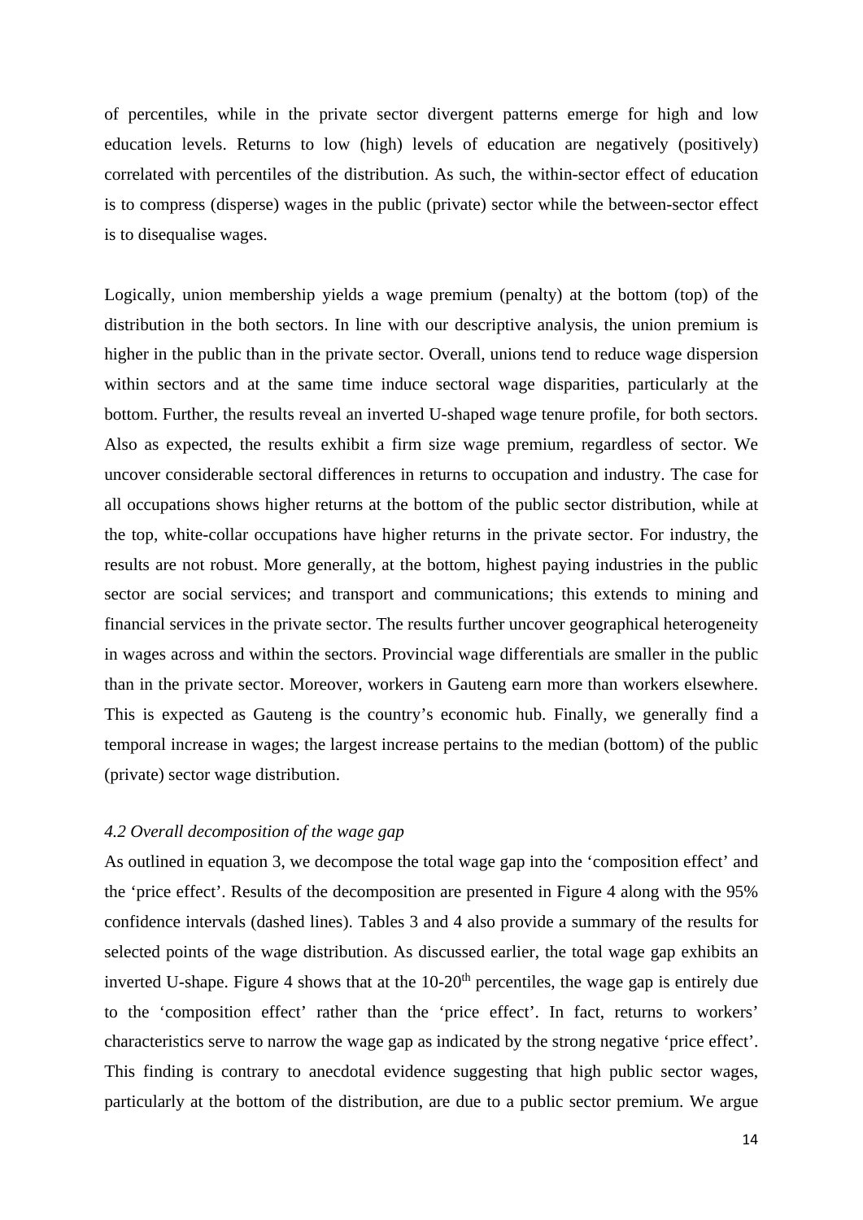of percentiles, while in the private sector divergent patterns emerge for high and low education levels. Returns to low (high) levels of education are negatively (positively) correlated with percentiles of the distribution. As such, the within-sector effect of education is to compress (disperse) wages in the public (private) sector while the between-sector effect is to disequalise wages.

Logically, union membership yields a wage premium (penalty) at the bottom (top) of the distribution in the both sectors. In line with our descriptive analysis, the union premium is higher in the public than in the private sector. Overall, unions tend to reduce wage dispersion within sectors and at the same time induce sectoral wage disparities, particularly at the bottom. Further, the results reveal an inverted U-shaped wage tenure profile, for both sectors. Also as expected, the results exhibit a firm size wage premium, regardless of sector. We uncover considerable sectoral differences in returns to occupation and industry. The case for all occupations shows higher returns at the bottom of the public sector distribution, while at the top, white-collar occupations have higher returns in the private sector. For industry, the results are not robust. More generally, at the bottom, highest paying industries in the public sector are social services; and transport and communications; this extends to mining and financial services in the private sector. The results further uncover geographical heterogeneity in wages across and within the sectors. Provincial wage differentials are smaller in the public than in the private sector. Moreover, workers in Gauteng earn more than workers elsewhere. This is expected as Gauteng is the country's economic hub. Finally, we generally find a temporal increase in wages; the largest increase pertains to the median (bottom) of the public (private) sector wage distribution.

### *4.2 Overall decomposition of the wage gap*

As outlined in equation 3, we decompose the total wage gap into the 'composition effect' and the 'price effect'. Results of the decomposition are presented in Figure 4 along with the 95% confidence intervals (dashed lines). Tables 3 and 4 also provide a summary of the results for selected points of the wage distribution. As discussed earlier, the total wage gap exhibits an inverted U-shape. Figure 4 shows that at the 10-20th percentiles, the wage gap is entirely due to the 'composition effect' rather than the 'price effect'. In fact, returns to workers' characteristics serve to narrow the wage gap as indicated by the strong negative 'price effect'. This finding is contrary to anecdotal evidence suggesting that high public sector wages, particularly at the bottom of the distribution, are due to a public sector premium. We argue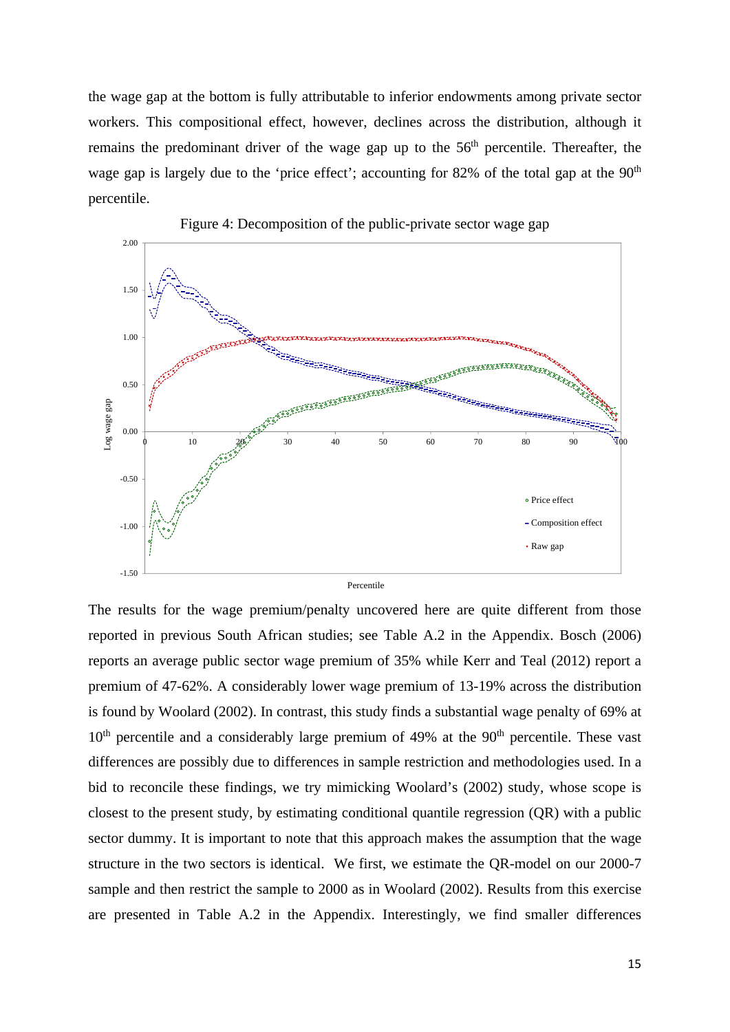the wage gap at the bottom is fully attributable to inferior endowments among private sector workers. This compositional effect, however, declines across the distribution, although it remains the predominant driver of the wage gap up to the 56th percentile. Thereafter, the wage gap is largely due to the 'price effect'; accounting for 82% of the total gap at the 90th percentile.

Figure 4: Decomposition of the public-private sector wage gap

The results for the wage premium/penalty uncovered here are quite different from those reported in previous South African studies; see Table A.2 in the Appendix. Bosch (2006) reports an average public sector wage premium of 35% while Kerr and Teal (2012) report a premium of 47-62%. A considerably lower wage premium of 13-19% across the distribution is found by Woolard (2002). In contrast, this study finds a substantial wage penalty of 69% at 10th percentile and a considerably large premium of 49% at the 90th percentile. These vast differences are possibly due to differences in sample restriction and methodologies used. In a bid to reconcile these findings, we try mimicking Woolard's (2002) study, whose scope is closest to the present study, by estimating conditional quantile regression (QR) with a public sector dummy. It is important to note that this approach makes the assumption that the wage structure in the two sectors is identical. We first, we estimate the QR-model on our 2000-7 sample and then restrict the sample to 2000 as in Woolard (2002). Results from this exercise are presented in Table A.2 in the Appendix. Interestingly, we find smaller differences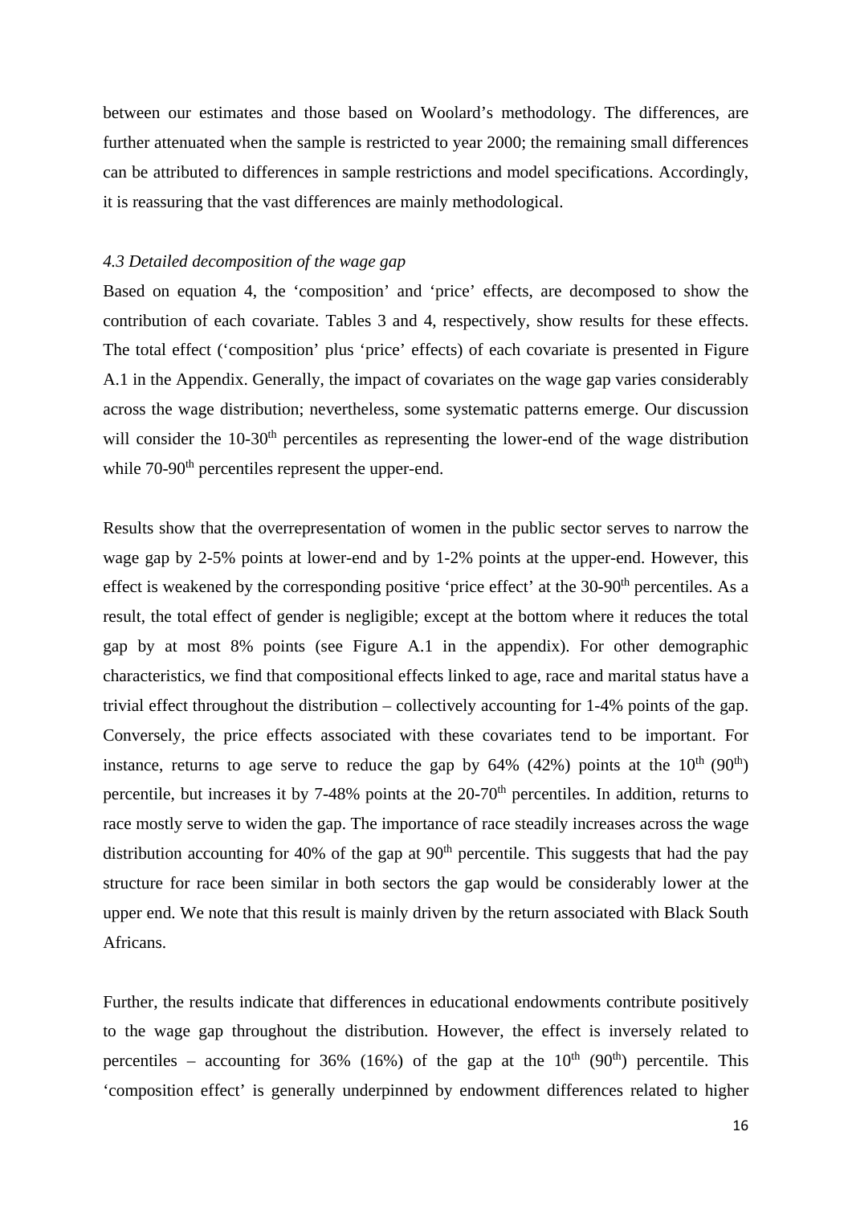between our estimates and those based on Woolard's methodology. The differences, are further attenuated when the sample is restricted to year 2000; the remaining small differences can be attributed to differences in sample restrictions and model specifications. Accordingly, it is reassuring that the vast differences are mainly methodological.

### *4.3 Detailed decomposition of the wage gap*

Based on equation 4, the 'composition' and 'price' effects, are decomposed to show the contribution of each covariate. Tables 3 and 4, respectively, show results for these effects. The total effect ('composition' plus 'price' effects) of each covariate is presented in Figure A.1 in the Appendix. Generally, the impact of covariates on the wage gap varies considerably across the wage distribution; nevertheless, some systematic patterns emerge. Our discussion will consider the 10-30$^{th}$ percentiles as representing the lower-end of the wage distribution while 70-90$^{th}$ percentiles represent the upper-end.

Results show that the overrepresentation of women in the public sector serves to narrow the wage gap by 2-5% points at lower-end and by 1-2% points at the upper-end. However, this effect is weakened by the corresponding positive 'price effect' at the 30-90$^{th}$ percentiles. As a result, the total effect of gender is negligible; except at the bottom where it reduces the total gap by at most 8% points (see Figure A.1 in the appendix). For other demographic characteristics, we find that compositional effects linked to age, race and marital status have a trivial effect throughout the distribution – collectively accounting for 1-4% points of the gap. Conversely, the price effects associated with these covariates tend to be important. For instance, returns to age serve to reduce the gap by 64% (42%) points at the 10$^{th}$ (90$^{th}$) percentile, but increases it by 7-48% points at the 20-70$^{th}$ percentiles. In addition, returns to race mostly serve to widen the gap. The importance of race steadily increases across the wage distribution accounting for 40% of the gap at 90$^{th}$ percentile. This suggests that had the pay structure for race been similar in both sectors the gap would be considerably lower at the upper end. We note that this result is mainly driven by the return associated with Black South Africans.

Further, the results indicate that differences in educational endowments contribute positively to the wage gap throughout the distribution. However, the effect is inversely related to percentiles – accounting for 36% (16%) of the gap at the 10$^{th}$ (90$^{th}$) percentile. This 'composition effect' is generally underpinned by endowment differences related to higher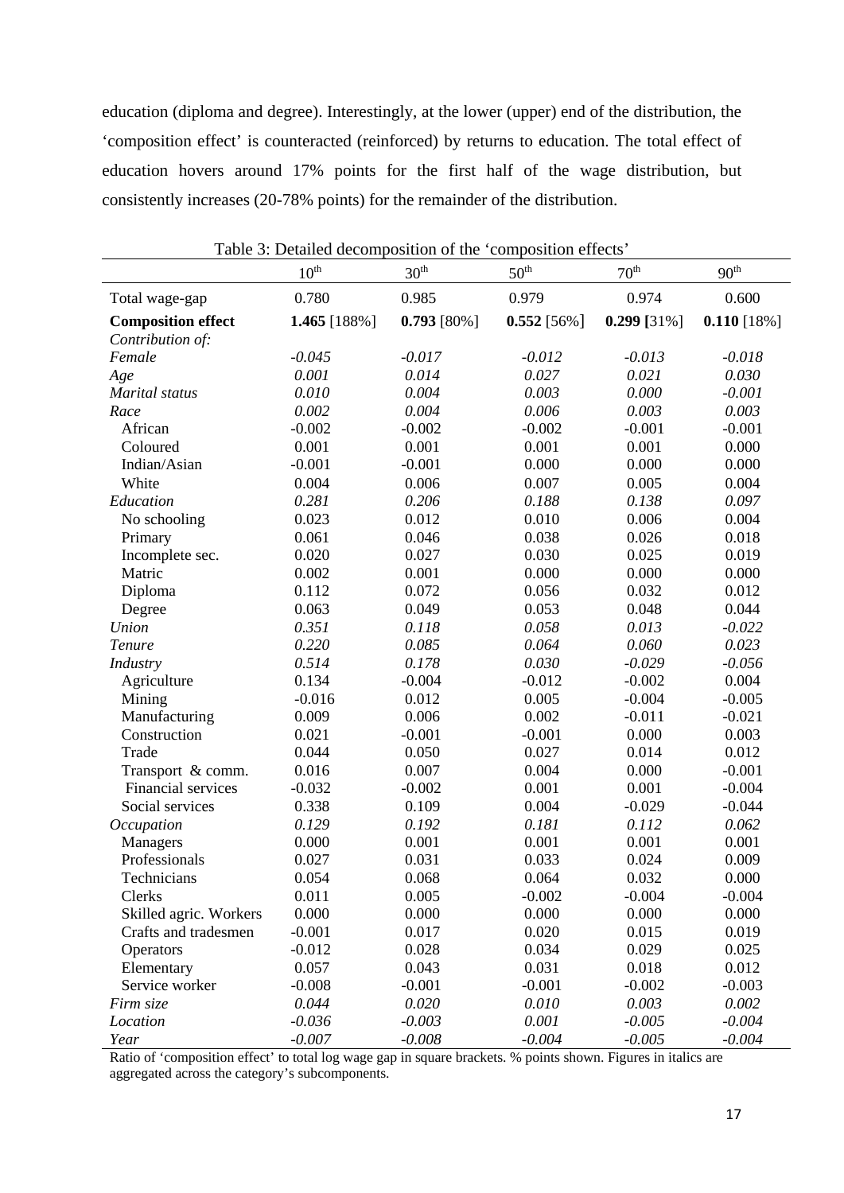education (diploma and degree). Interestingly, at the lower (upper) end of the distribution, the 'composition effect' is counteracted (reinforced) by returns to education. The total effect of education hovers around 17% points for the first half of the wage distribution, but consistently increases (20-78% points) for the remainder of the distribution.

Table 3: Detailed decomposition of the 'composition effects'

| | $10^{th}$ | $30^{th}$ | $50^{th}$ | $70^{th}$ | $90^{th}$ |
|---|---|---|---|---|---|
| Total wage-gap | 0.780 | 0.985 | 0.979 | 0.974 | 0.600 |
| **Composition effect** | **1.465** [188%] | **0.793** [80%] | **0.552** [56%] | **0.299** [31%] | **0.110** [18%] |
| *Contribution of:* | | | | | |
| *Female* | *-0.045* | *-0.017* | *-0.012* | *-0.013* | *-0.018* |
| *Age* | *0.001* | *0.014* | *0.027* | *0.021* | *0.030* |
| *Marital status* | *0.010* | *0.004* | *0.003* | *0.000* | *-0.001* |
| *Race* | *0.002* | *0.004* | *0.006* | *0.003* | *0.003* |
| African | -0.002 | -0.002 | -0.002 | -0.001 | -0.001 |
| Coloured | 0.001 | 0.001 | 0.001 | 0.001 | 0.000 |
| Indian/Asian | -0.001 | -0.001 | 0.000 | 0.000 | 0.000 |
| White | 0.004 | 0.006 | 0.007 | 0.005 | 0.004 |
| *Education* | *0.281* | *0.206* | *0.188* | *0.138* | *0.097* |
| No schooling | 0.023 | 0.012 | 0.010 | 0.006 | 0.004 |
| Primary | 0.061 | 0.046 | 0.038 | 0.026 | 0.018 |
| Incomplete sec. | 0.020 | 0.027 | 0.030 | 0.025 | 0.019 |
| Matric | 0.002 | 0.001 | 0.000 | 0.000 | 0.000 |
| Diploma | 0.112 | 0.072 | 0.056 | 0.032 | 0.012 |
| Degree | 0.063 | 0.049 | 0.053 | 0.048 | 0.044 |
| *Union* | *0.351* | *0.118* | *0.058* | *0.013* | *-0.022* |
| *Tenure* | *0.220* | *0.085* | *0.064* | *0.060* | *0.023* |
| *Industry* | *0.514* | *0.178* | *0.030* | *-0.029* | *-0.056* |
| Agriculture | 0.134 | -0.004 | -0.012 | -0.002 | 0.004 |
| Mining | -0.016 | 0.012 | 0.005 | -0.004 | -0.005 |
| Manufacturing | 0.009 | 0.006 | 0.002 | -0.011 | -0.021 |
| Construction | 0.021 | -0.001 | -0.001 | 0.000 | 0.003 |
| Trade | 0.044 | 0.050 | 0.027 | 0.014 | 0.012 |
| Transport & comm. | 0.016 | 0.007 | 0.004 | 0.000 | -0.001 |
| Financial services | -0.032 | -0.002 | 0.001 | 0.001 | -0.004 |
| Social services | 0.338 | 0.109 | 0.004 | -0.029 | -0.044 |
| *Occupation* | *0.129* | *0.192* | *0.181* | *0.112* | *0.062* |
| Managers | 0.000 | 0.001 | 0.001 | 0.001 | 0.001 |
| Professionals | 0.027 | 0.031 | 0.033 | 0.024 | 0.009 |
| Technicians | 0.054 | 0.068 | 0.064 | 0.032 | 0.000 |
| Clerks | 0.011 | 0.005 | -0.002 | -0.004 | -0.004 |
| Skilled agric. Workers | 0.000 | 0.000 | 0.000 | 0.000 | 0.000 |
| Crafts and tradesmen | -0.001 | 0.017 | 0.020 | 0.015 | 0.019 |
| Operators | -0.012 | 0.028 | 0.034 | 0.029 | 0.025 |
| Elementary | 0.057 | 0.043 | 0.031 | 0.018 | 0.012 |
| Service worker | -0.008 | -0.001 | -0.001 | -0.002 | -0.003 |
| *Firm size* | *0.044* | *0.020* | *0.010* | *0.003* | *0.002* |
| *Location* | *-0.036* | *-0.003* | *0.001* | *-0.005* | *-0.004* |
| *Year* | *-0.007* | *-0.008* | *-0.004* | *-0.005* | *-0.004* |

Ratio of 'composition effect' to total log wage gap in square brackets. % points shown. Figures in italics are aggregated across the category's subcomponents.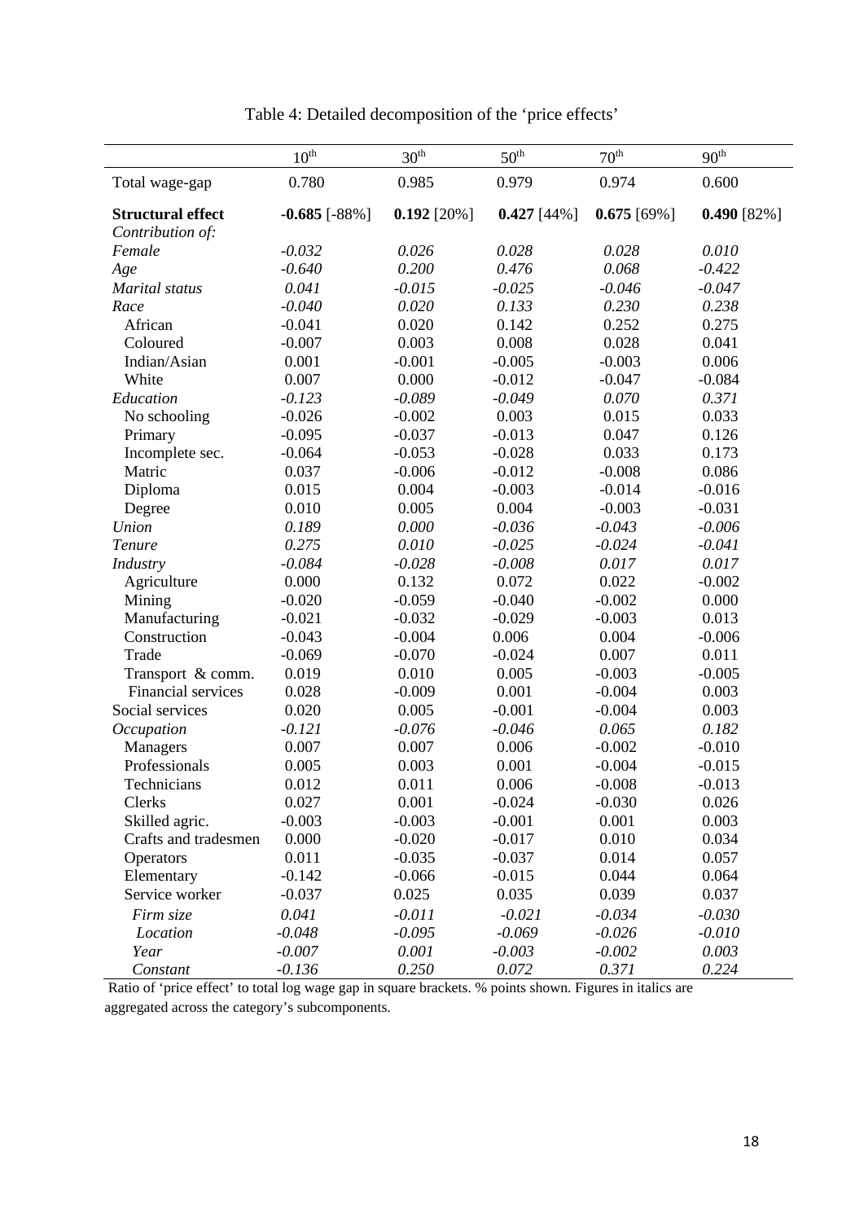Table 4: Detailed decomposition of the 'price effects'

| | $10^{th}$ | $30^{th}$ | $50^{th}$ | $70^{th}$ | $90^{th}$ |
|---|---|---|---|---|---|
| Total wage-gap | 0.780 | 0.985 | 0.979 | 0.974 | 0.600 |
| **Structural effect** | **-0.685** [-88%] | **0.192** [20%] | **0.427** [44%] | **0.675** [69%] | **0.490** [82%] |
| *Contribution of:* | | | | | |
| *Female* | *-0.032* | *0.026* | *0.028* | *0.028* | *0.010* |
| *Age* | *-0.640* | *0.200* | *0.476* | *0.068* | *-0.422* |
| *Marital status* | *0.041* | *-0.015* | *-0.025* | *-0.046* | *-0.047* |
| *Race* | *-0.040* | *0.020* | *0.133* | *0.230* | *0.238* |
| African | -0.041 | 0.020 | 0.142 | 0.252 | 0.275 |
| Coloured | -0.007 | 0.003 | 0.008 | 0.028 | 0.041 |
| Indian/Asian | 0.001 | -0.001 | -0.005 | -0.003 | 0.006 |
| White | 0.007 | 0.000 | -0.012 | -0.047 | -0.084 |
| *Education* | *-0.123* | *-0.089* | *-0.049* | *0.070* | *0.371* |
| No schooling | -0.026 | -0.002 | 0.003 | 0.015 | 0.033 |
| Primary | -0.095 | -0.037 | -0.013 | 0.047 | 0.126 |
| Incomplete sec. | -0.064 | -0.053 | -0.028 | 0.033 | 0.173 |
| Matric | 0.037 | -0.006 | -0.012 | -0.008 | 0.086 |
| Diploma | 0.015 | 0.004 | -0.003 | -0.014 | -0.016 |
| Degree | 0.010 | 0.005 | 0.004 | -0.003 | -0.031 |
| *Union* | *0.189* | *0.000* | *-0.036* | *-0.043* | *-0.006* |
| *Tenure* | *0.275* | *0.010* | *-0.025* | *-0.024* | *-0.041* |
| *Industry* | *-0.084* | *-0.028* | *-0.008* | *0.017* | *0.017* |
| Agriculture | 0.000 | 0.132 | 0.072 | 0.022 | -0.002 |
| Mining | -0.020 | -0.059 | -0.040 | -0.002 | 0.000 |
| Manufacturing | -0.021 | -0.032 | -0.029 | -0.003 | 0.013 |
| Construction | -0.043 | -0.004 | 0.006 | 0.004 | -0.006 |
| Trade | -0.069 | -0.070 | -0.024 | 0.007 | 0.011 |
| Transport & comm. | 0.019 | 0.010 | 0.005 | -0.003 | -0.005 |
| Financial services | 0.028 | -0.009 | 0.001 | -0.004 | 0.003 |
| Social services | 0.020 | 0.005 | -0.001 | -0.004 | 0.003 |
| *Occupation* | *-0.121* | *-0.076* | *-0.046* | *0.065* | *0.182* |
| Managers | 0.007 | 0.007 | 0.006 | -0.002 | -0.010 |
| Professionals | 0.005 | 0.003 | 0.001 | -0.004 | -0.015 |
| Technicians | 0.012 | 0.011 | 0.006 | -0.008 | -0.013 |
| Clerks | 0.027 | 0.001 | -0.024 | -0.030 | 0.026 |
| Skilled agric. | -0.003 | -0.003 | -0.001 | 0.001 | 0.003 |
| Crafts and tradesmen | 0.000 | -0.020 | -0.017 | 0.010 | 0.034 |
| Operators | 0.011 | -0.035 | -0.037 | 0.014 | 0.057 |
| Elementary | -0.142 | -0.066 | -0.015 | 0.044 | 0.064 |
| Service worker | -0.037 | 0.025 | 0.035 | 0.039 | 0.037 |
| *Firm size* | *0.041* | *-0.011* | *-0.021* | *-0.034* | *-0.030* |
| *Location* | *-0.048* | *-0.095* | *-0.069* | *-0.026* | *-0.010* |
| *Year* | *-0.007* | *0.001* | *-0.003* | *-0.002* | *0.003* |
| *Constant* | *-0.136* | *0.250* | *0.072* | *0.371* | *0.224* |

Ratio of 'price effect' to total log wage gap in square brackets. % points shown. Figures in italics are aggregated across the category's subcomponents.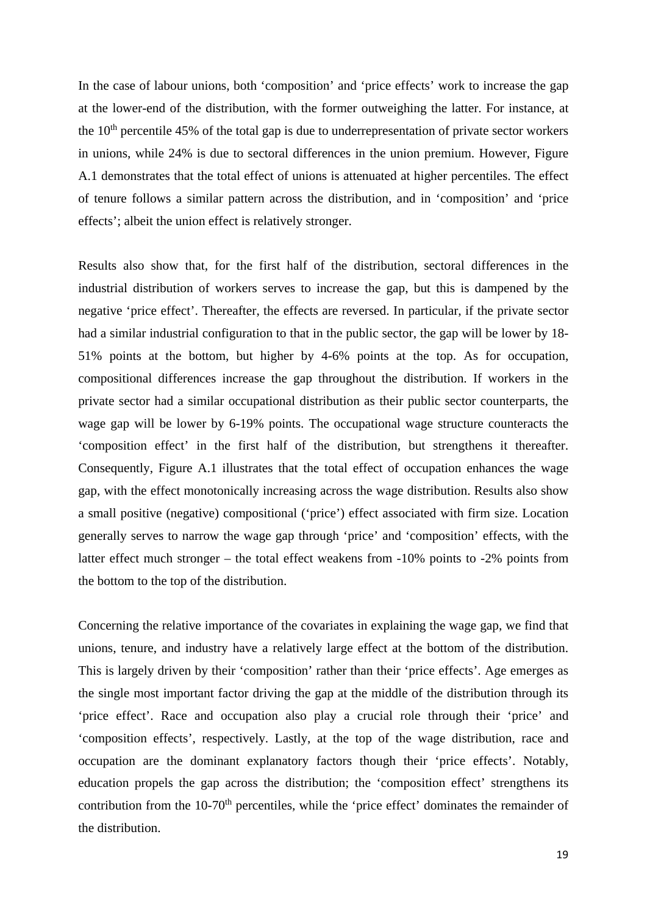In the case of labour unions, both 'composition' and 'price effects' work to increase the gap at the lower-end of the distribution, with the former outweighing the latter. For instance, at the 10th percentile 45% of the total gap is due to underrepresentation of private sector workers in unions, while 24% is due to sectoral differences in the union premium. However, Figure A.1 demonstrates that the total effect of unions is attenuated at higher percentiles. The effect of tenure follows a similar pattern across the distribution, and in 'composition' and 'price effects'; albeit the union effect is relatively stronger.

Results also show that, for the first half of the distribution, sectoral differences in the industrial distribution of workers serves to increase the gap, but this is dampened by the negative 'price effect'. Thereafter, the effects are reversed. In particular, if the private sector had a similar industrial configuration to that in the public sector, the gap will be lower by 18-51% points at the bottom, but higher by 4-6% points at the top. As for occupation, compositional differences increase the gap throughout the distribution. If workers in the private sector had a similar occupational distribution as their public sector counterparts, the wage gap will be lower by 6-19% points. The occupational wage structure counteracts the 'composition effect' in the first half of the distribution, but strengthens it thereafter. Consequently, Figure A.1 illustrates that the total effect of occupation enhances the wage gap, with the effect monotonically increasing across the wage distribution. Results also show a small positive (negative) compositional ('price') effect associated with firm size. Location generally serves to narrow the wage gap through 'price' and 'composition' effects, with the latter effect much stronger – the total effect weakens from -10% points to -2% points from the bottom to the top of the distribution.

Concerning the relative importance of the covariates in explaining the wage gap, we find that unions, tenure, and industry have a relatively large effect at the bottom of the distribution. This is largely driven by their 'composition' rather than their 'price effects'. Age emerges as the single most important factor driving the gap at the middle of the distribution through its 'price effect'. Race and occupation also play a crucial role through their 'price' and 'composition effects', respectively. Lastly, at the top of the wage distribution, race and occupation are the dominant explanatory factors though their 'price effects'. Notably, education propels the gap across the distribution; the 'composition effect' strengthens its contribution from the 10-70th percentiles, while the 'price effect' dominates the remainder of the distribution.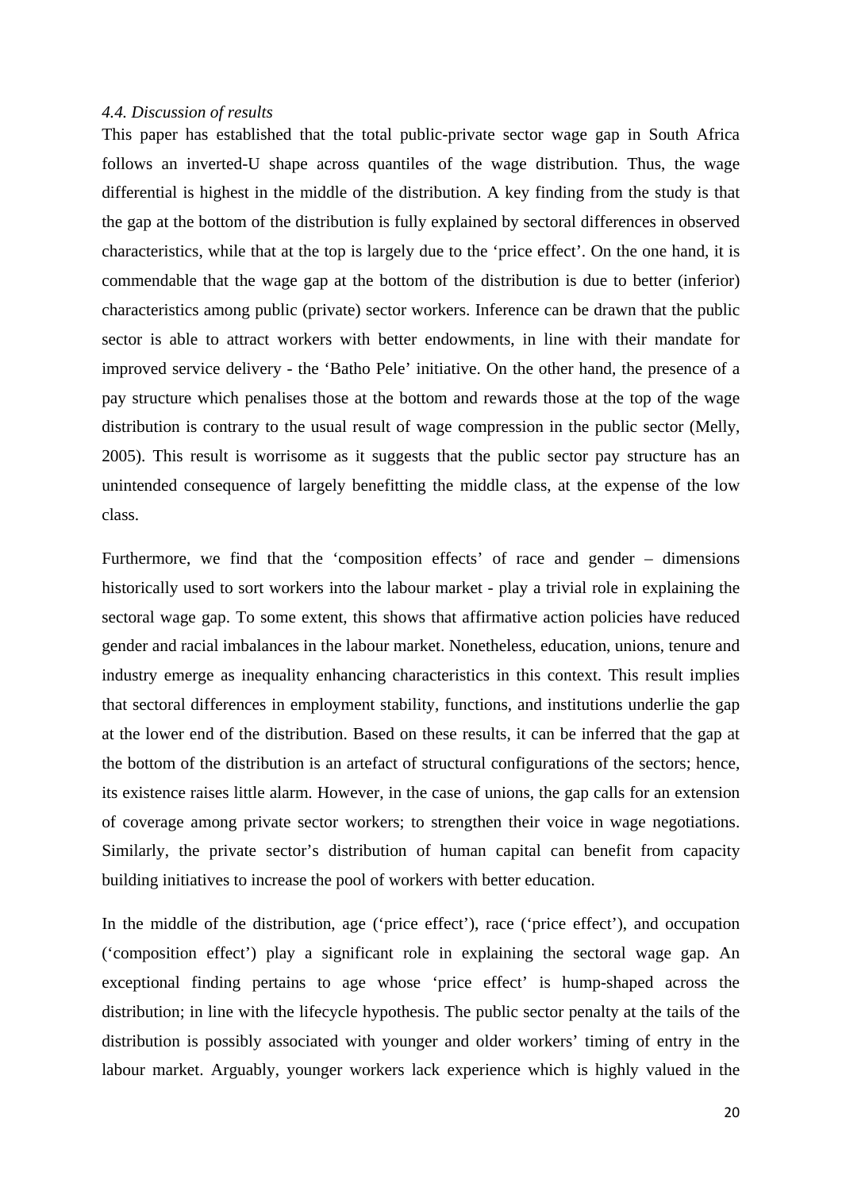### *4.4. Discussion of results*

This paper has established that the total public-private sector wage gap in South Africa follows an inverted-U shape across quantiles of the wage distribution. Thus, the wage differential is highest in the middle of the distribution. A key finding from the study is that the gap at the bottom of the distribution is fully explained by sectoral differences in observed characteristics, while that at the top is largely due to the 'price effect'. On the one hand, it is commendable that the wage gap at the bottom of the distribution is due to better (inferior) characteristics among public (private) sector workers. Inference can be drawn that the public sector is able to attract workers with better endowments, in line with their mandate for improved service delivery - the 'Batho Pele' initiative. On the other hand, the presence of a pay structure which penalises those at the bottom and rewards those at the top of the wage distribution is contrary to the usual result of wage compression in the public sector (Melly, 2005). This result is worrisome as it suggests that the public sector pay structure has an unintended consequence of largely benefitting the middle class, at the expense of the low class.

Furthermore, we find that the 'composition effects' of race and gender – dimensions historically used to sort workers into the labour market - play a trivial role in explaining the sectoral wage gap. To some extent, this shows that affirmative action policies have reduced gender and racial imbalances in the labour market. Nonetheless, education, unions, tenure and industry emerge as inequality enhancing characteristics in this context. This result implies that sectoral differences in employment stability, functions, and institutions underlie the gap at the lower end of the distribution. Based on these results, it can be inferred that the gap at the bottom of the distribution is an artefact of structural configurations of the sectors; hence, its existence raises little alarm. However, in the case of unions, the gap calls for an extension of coverage among private sector workers; to strengthen their voice in wage negotiations. Similarly, the private sector's distribution of human capital can benefit from capacity building initiatives to increase the pool of workers with better education.

In the middle of the distribution, age ('price effect'), race ('price effect'), and occupation ('composition effect') play a significant role in explaining the sectoral wage gap. An exceptional finding pertains to age whose 'price effect' is hump-shaped across the distribution; in line with the lifecycle hypothesis. The public sector penalty at the tails of the distribution is possibly associated with younger and older workers' timing of entry in the labour market. Arguably, younger workers lack experience which is highly valued in the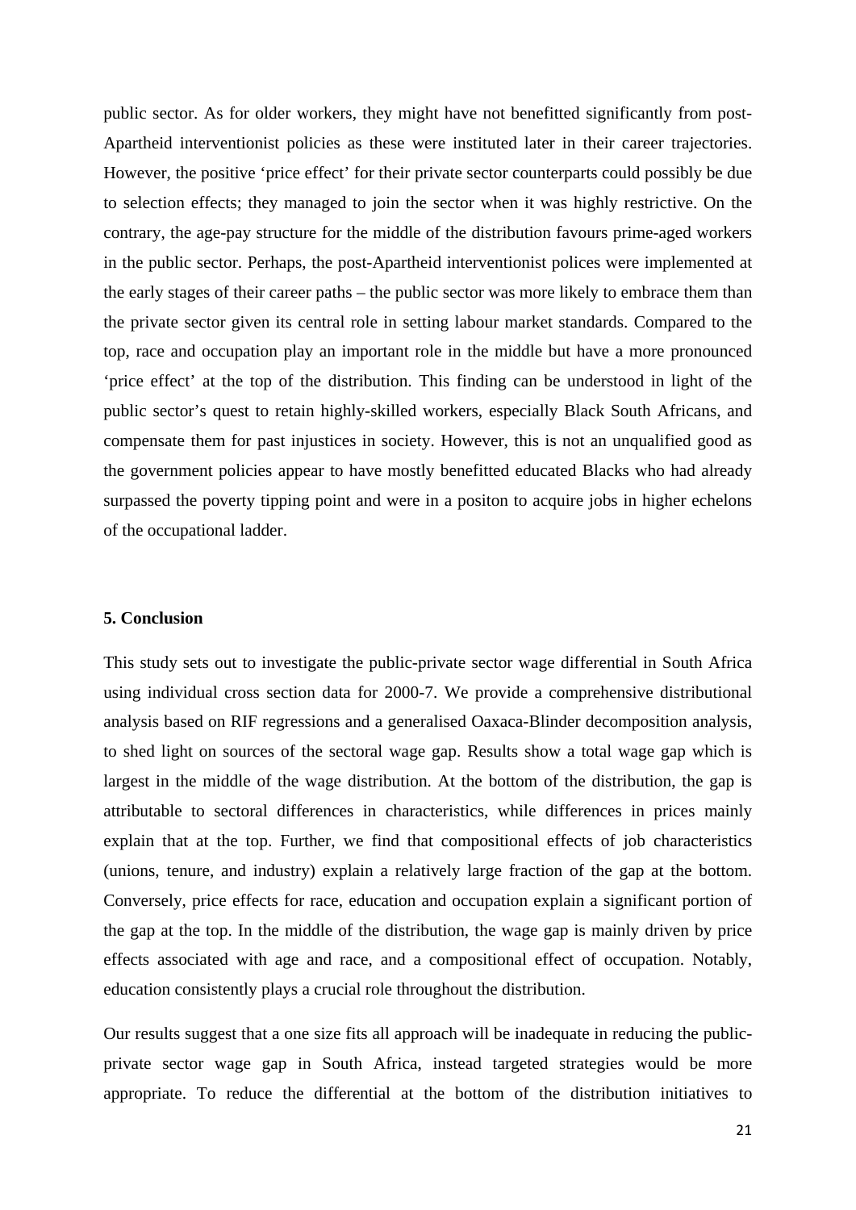public sector. As for older workers, they might have not benefitted significantly from post-Apartheid interventionist policies as these were instituted later in their career trajectories. However, the positive 'price effect' for their private sector counterparts could possibly be due to selection effects; they managed to join the sector when it was highly restrictive. On the contrary, the age-pay structure for the middle of the distribution favours prime-aged workers in the public sector. Perhaps, the post-Apartheid interventionist polices were implemented at the early stages of their career paths – the public sector was more likely to embrace them than the private sector given its central role in setting labour market standards. Compared to the top, race and occupation play an important role in the middle but have a more pronounced 'price effect' at the top of the distribution. This finding can be understood in light of the public sector's quest to retain highly-skilled workers, especially Black South Africans, and compensate them for past injustices in society. However, this is not an unqualified good as the government policies appear to have mostly benefitted educated Blacks who had already surpassed the poverty tipping point and were in a positon to acquire jobs in higher echelons of the occupational ladder.

## 5. Conclusion

This study sets out to investigate the public-private sector wage differential in South Africa using individual cross section data for 2000-7. We provide a comprehensive distributional analysis based on RIF regressions and a generalised Oaxaca-Blinder decomposition analysis, to shed light on sources of the sectoral wage gap. Results show a total wage gap which is largest in the middle of the wage distribution. At the bottom of the distribution, the gap is attributable to sectoral differences in characteristics, while differences in prices mainly explain that at the top. Further, we find that compositional effects of job characteristics (unions, tenure, and industry) explain a relatively large fraction of the gap at the bottom. Conversely, price effects for race, education and occupation explain a significant portion of the gap at the top. In the middle of the distribution, the wage gap is mainly driven by price effects associated with age and race, and a compositional effect of occupation. Notably, education consistently plays a crucial role throughout the distribution.

Our results suggest that a one size fits all approach will be inadequate in reducing the public-private sector wage gap in South Africa, instead targeted strategies would be more appropriate. To reduce the differential at the bottom of the distribution initiatives to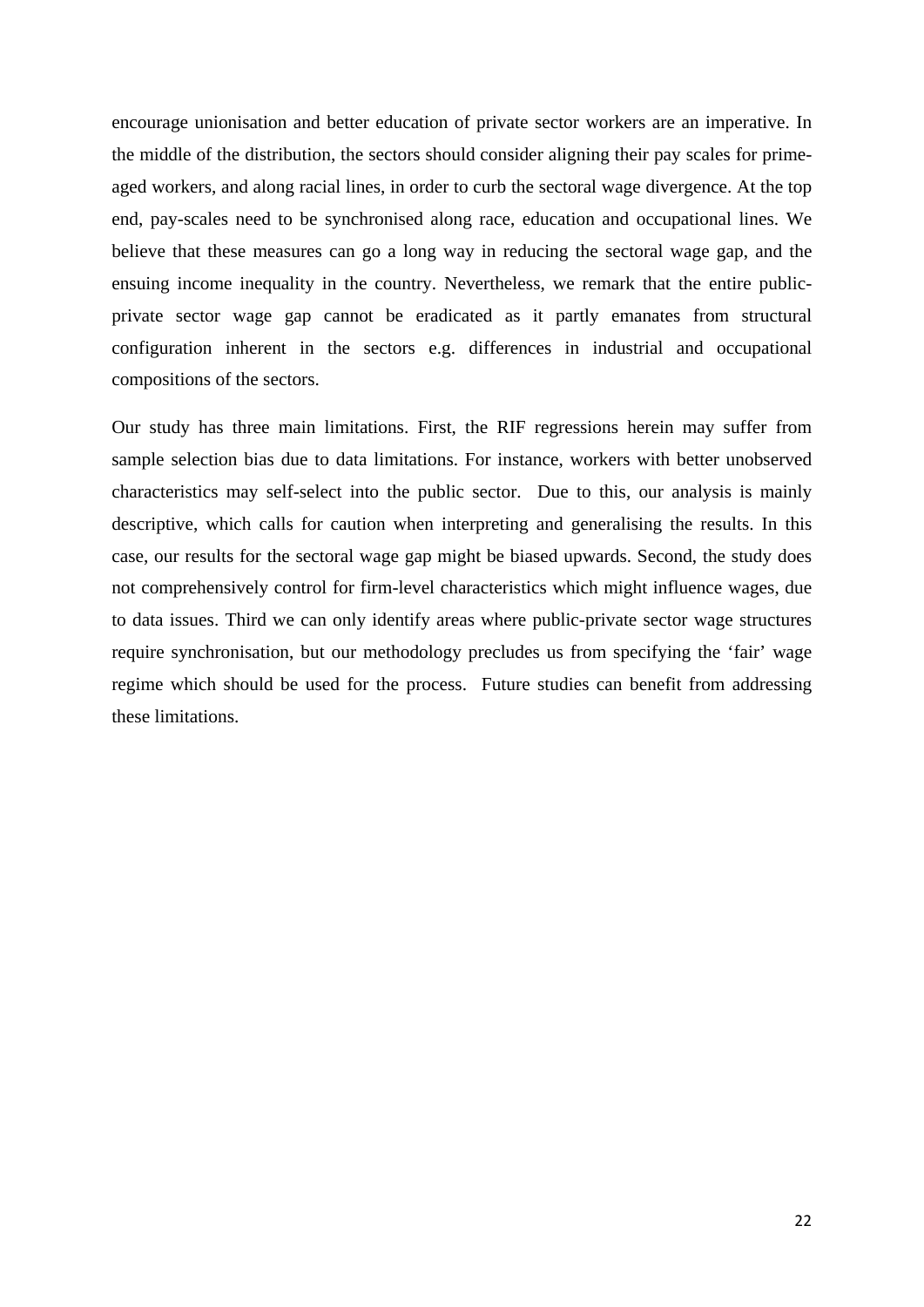encourage unionisation and better education of private sector workers are an imperative. In the middle of the distribution, the sectors should consider aligning their pay scales for prime-aged workers, and along racial lines, in order to curb the sectoral wage divergence. At the top end, pay-scales need to be synchronised along race, education and occupational lines. We believe that these measures can go a long way in reducing the sectoral wage gap, and the ensuing income inequality in the country. Nevertheless, we remark that the entire public-private sector wage gap cannot be eradicated as it partly emanates from structural configuration inherent in the sectors e.g. differences in industrial and occupational compositions of the sectors.

Our study has three main limitations. First, the RIF regressions herein may suffer from sample selection bias due to data limitations. For instance, workers with better unobserved characteristics may self-select into the public sector. Due to this, our analysis is mainly descriptive, which calls for caution when interpreting and generalising the results. In this case, our results for the sectoral wage gap might be biased upwards. Second, the study does not comprehensively control for firm-level characteristics which might influence wages, due to data issues. Third we can only identify areas where public-private sector wage structures require synchronisation, but our methodology precludes us from specifying the 'fair' wage regime which should be used for the process. Future studies can benefit from addressing these limitations.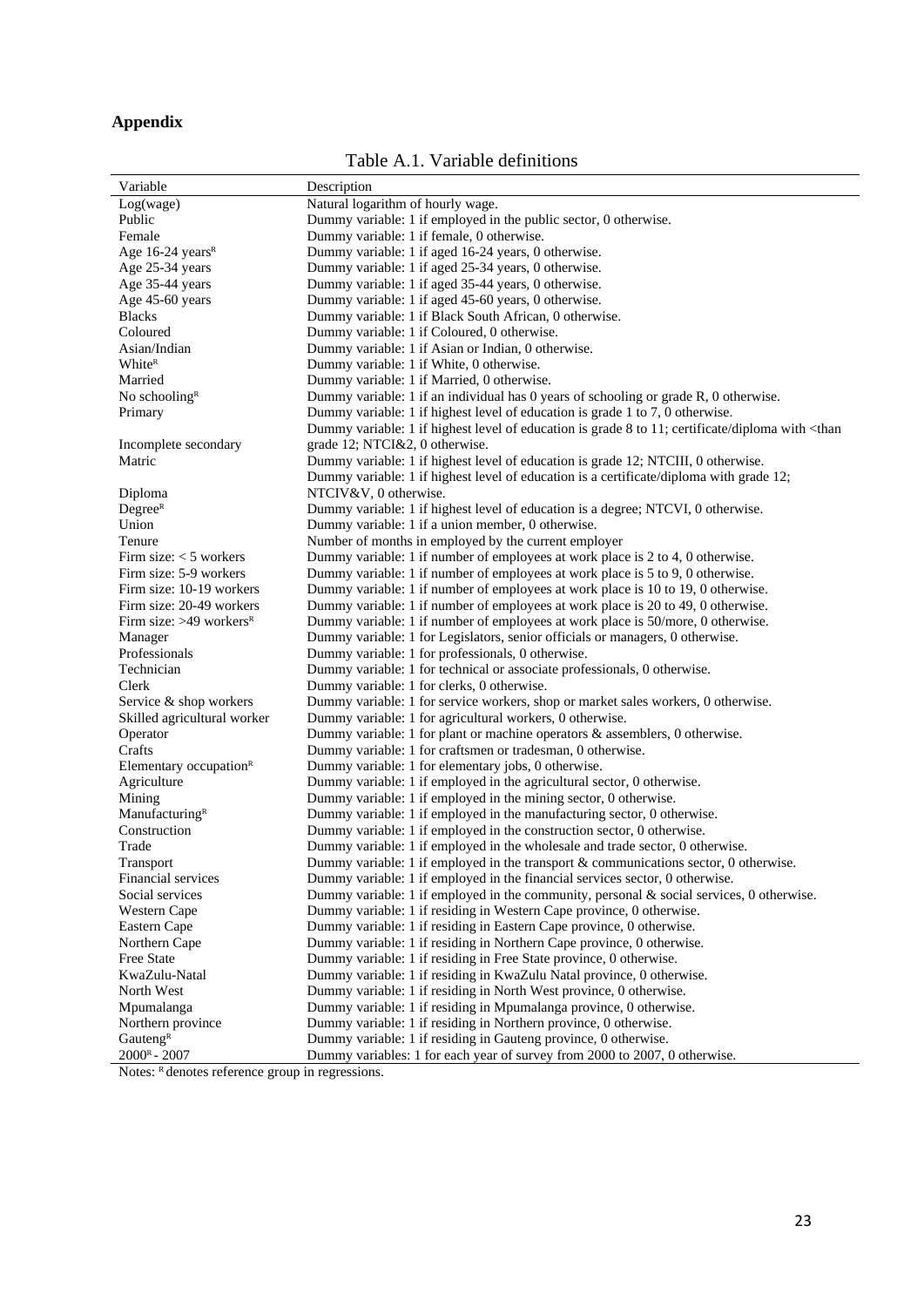**Appendix**

Table A.1. Variable definitions

| Variable | Description |
|---|---|
| Log(wage) | Natural logarithm of hourly wage. |
| Public | Dummy variable: 1 if employed in the public sector, 0 otherwise. |
| Female | Dummy variable: 1 if female, 0 otherwise. |
| Age 16-24 years[R] | Dummy variable: 1 if aged 16-24 years, 0 otherwise. |
| Age 25-34 years | Dummy variable: 1 if aged 25-34 years, 0 otherwise. |
| Age 35-44 years | Dummy variable: 1 if aged 35-44 years, 0 otherwise. |
| Age 45-60 years | Dummy variable: 1 if aged 45-60 years, 0 otherwise. |
| Blacks | Dummy variable: 1 if Black South African, 0 otherwise. |
| Coloured | Dummy variable: 1 if Coloured, 0 otherwise. |
| Asian/Indian | Dummy variable: 1 if Asian or Indian, 0 otherwise. |
| White[R] | Dummy variable: 1 if White, 0 otherwise. |
| Married | Dummy variable: 1 if Married, 0 otherwise. |
| No schooling[R] | Dummy variable: 1 if an individual has 0 years of schooling or grade R, 0 otherwise. |
| Primary | Dummy variable: 1 if highest level of education is grade 1 to 7, 0 otherwise. |
| Incomplete secondary | Dummy variable: 1 if highest level of education is grade 8 to 11; certificate/diploma with <than grade 12; NTCI&2, 0 otherwise. |
| Matric | Dummy variable: 1 if highest level of education is grade 12; NTCIII, 0 otherwise. |
| Diploma | Dummy variable: 1 if highest level of education is a certificate/diploma with grade 12; NTCIV&V, 0 otherwise. |
| Degree[R] | Dummy variable: 1 if highest level of education is a degree; NTCVI, 0 otherwise. |
| Union | Dummy variable: 1 if a union member, 0 otherwise. |
| Tenure | Number of months in employed by the current employer |
| Firm size: < 5 workers | Dummy variable: 1 if number of employees at work place is 2 to 4, 0 otherwise. |
| Firm size: 5-9 workers | Dummy variable: 1 if number of employees at work place is 5 to 9, 0 otherwise. |
| Firm size: 10-19 workers | Dummy variable: 1 if number of employees at work place is 10 to 19, 0 otherwise. |
| Firm size: 20-49 workers | Dummy variable: 1 if number of employees at work place is 20 to 49, 0 otherwise. |
| Firm size: >49 workers[R] | Dummy variable: 1 if number of employees at work place is 50/more, 0 otherwise. |
| Manager | Dummy variable: 1 for Legislators, senior officials or managers, 0 otherwise. |
| Professionals | Dummy variable: 1 for professionals, 0 otherwise. |
| Technician | Dummy variable: 1 for technical or associate professionals, 0 otherwise. |
| Clerk | Dummy variable: 1 for clerks, 0 otherwise. |
| Service & shop workers | Dummy variable: 1 for service workers, shop or market sales workers, 0 otherwise. |
| Skilled agricultural worker | Dummy variable: 1 for agricultural workers, 0 otherwise. |
| Operator | Dummy variable: 1 for plant or machine operators & assemblers, 0 otherwise. |
| Crafts | Dummy variable: 1 for craftsmen or tradesman, 0 otherwise. |
| Elementary occupation[R] | Dummy variable: 1 for elementary jobs, 0 otherwise. |
| Agriculture | Dummy variable: 1 if employed in the agricultural sector, 0 otherwise. |
| Mining | Dummy variable: 1 if employed in the mining sector, 0 otherwise. |
| Manufacturing[R] | Dummy variable: 1 if employed in the manufacturing sector, 0 otherwise. |
| Construction | Dummy variable: 1 if employed in the construction sector, 0 otherwise. |
| Trade | Dummy variable: 1 if employed in the wholesale and trade sector, 0 otherwise. |
| Transport | Dummy variable: 1 if employed in the transport & communications sector, 0 otherwise. |
| Financial services | Dummy variable: 1 if employed in the financial services sector, 0 otherwise. |
| Social services | Dummy variable: 1 if employed in the community, personal & social services, 0 otherwise. |
| Western Cape | Dummy variable: 1 if residing in Western Cape province, 0 otherwise. |
| Eastern Cape | Dummy variable: 1 if residing in Eastern Cape province, 0 otherwise. |
| Northern Cape | Dummy variable: 1 if residing in Northern Cape province, 0 otherwise. |
| Free State | Dummy variable: 1 if residing in Free State province, 0 otherwise. |
| KwaZulu-Natal | Dummy variable: 1 if residing in KwaZulu Natal province, 0 otherwise. |
| North West | Dummy variable: 1 if residing in North West province, 0 otherwise. |
| Mpumalanga | Dummy variable: 1 if residing in Mpumalanga province, 0 otherwise. |
| Northern province | Dummy variable: 1 if residing in Northern province, 0 otherwise. |
| Gauteng[R] | Dummy variable: 1 if residing in Gauteng province, 0 otherwise. |
| 2000[R] - 2007 | Dummy variables: 1 for each year of survey from 2000 to 2007, 0 otherwise. |

Notes: [R] denotes reference group in regressions.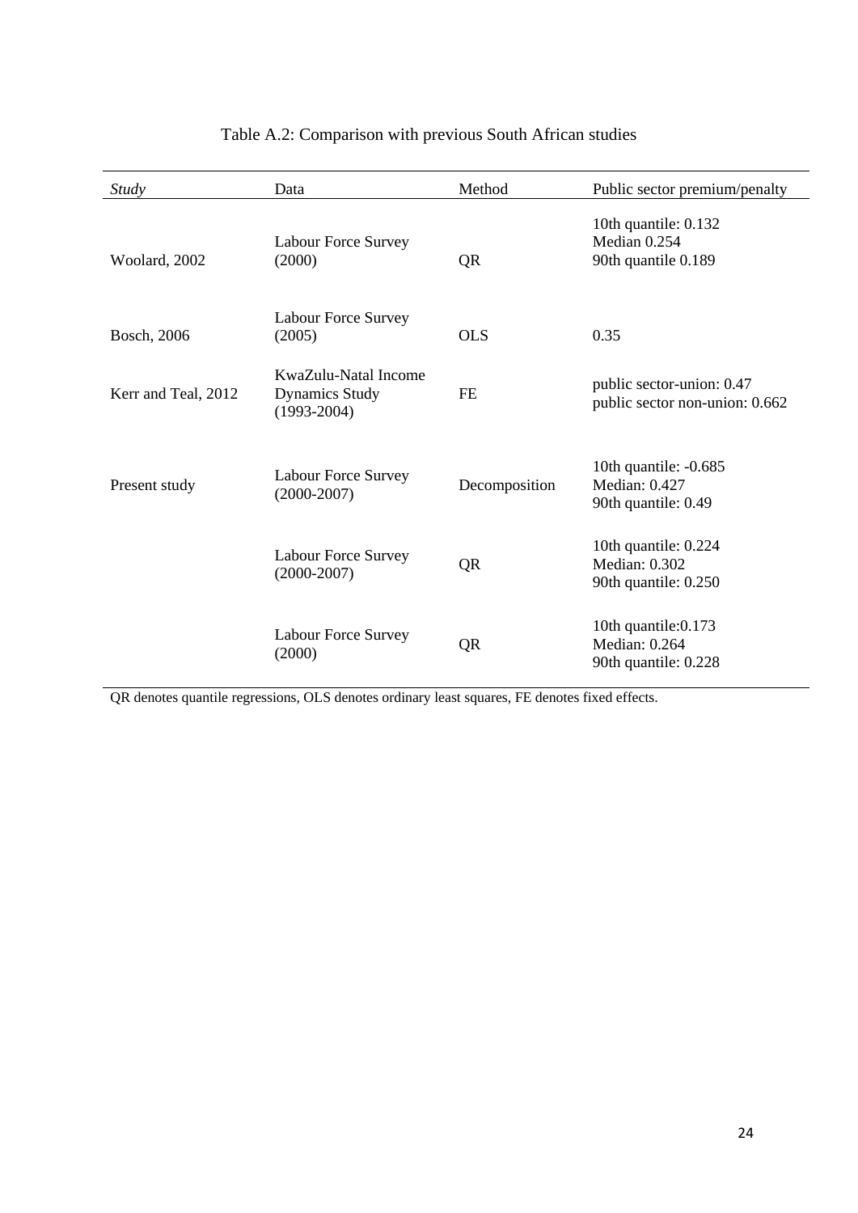Table A.2: Comparison with previous South African studies

| *Study* | Data | Method | Public sector premium/penalty |
|---|---|---|---|
| Woolard, 2002 | Labour Force Survey (2000) | QR | 10th quantile: 0.132<br>Median 0.254<br>90th quantile 0.189 |
| Bosch, 2006 | Labour Force Survey (2005) | OLS | 0.35 |
| Kerr and Teal, 2012 | KwaZulu-Natal Income Dynamics Study (1993-2004) | FE | public sector-union: 0.47<br>public sector non-union: 0.662 |
| Present study | Labour Force Survey (2000-2007) | Decomposition | 10th quantile: -0.685<br>Median: 0.427<br>90th quantile: 0.49 |
| | Labour Force Survey (2000-2007) | QR | 10th quantile: 0.224<br>Median: 0.302<br>90th quantile: 0.250 |
| | Labour Force Survey (2000) | QR | 10th quantile:0.173<br>Median: 0.264<br>90th quantile: 0.228 |

QR denotes quantile regressions, OLS denotes ordinary least squares, FE denotes fixed effects.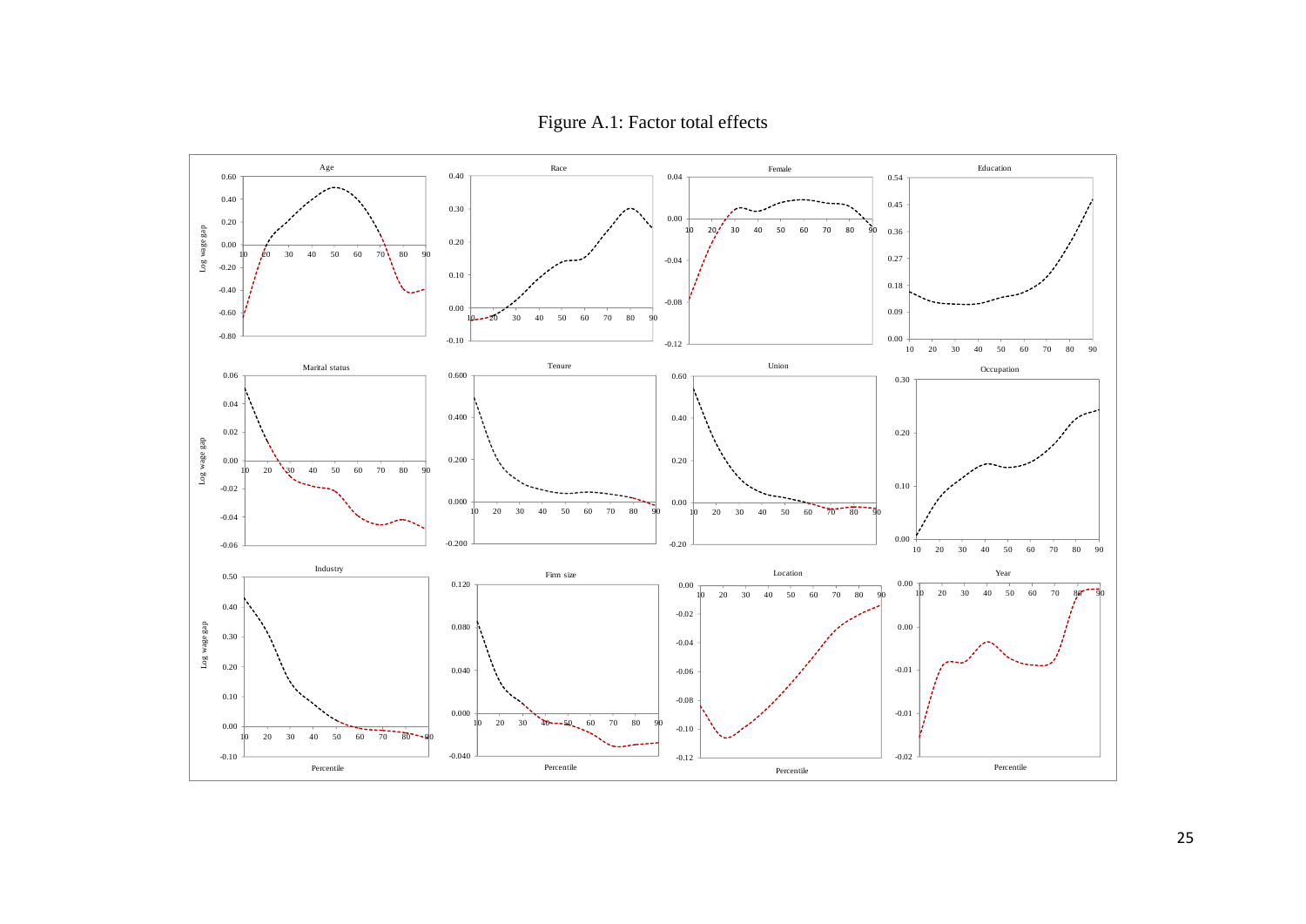Figure A.1: Factor total effects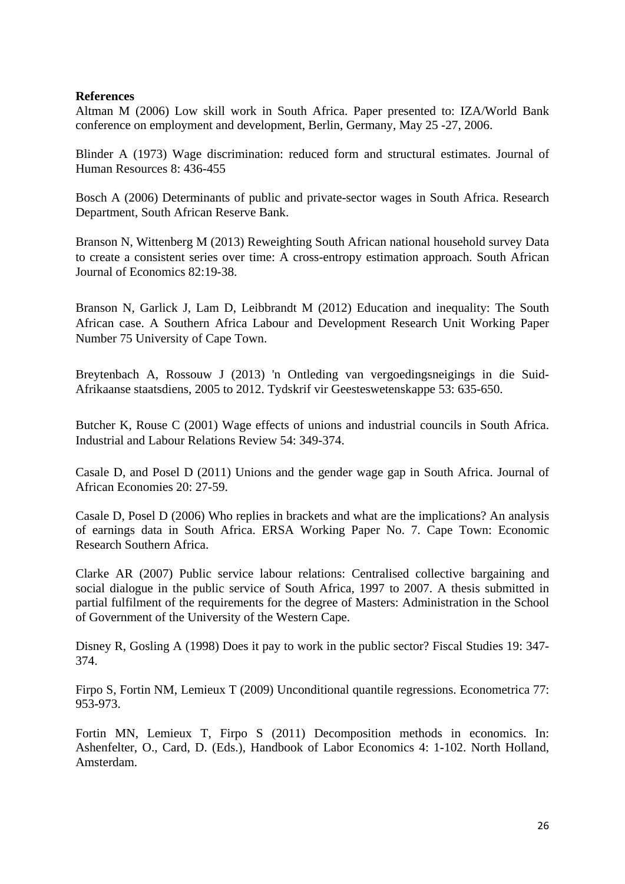**References**

Altman M (2006) Low skill work in South Africa. Paper presented to: IZA/World Bank conference on employment and development, Berlin, Germany, May 25 -27, 2006.

Blinder A (1973) Wage discrimination: reduced form and structural estimates. Journal of Human Resources 8: 436-455

Bosch A (2006) Determinants of public and private-sector wages in South Africa. Research Department, South African Reserve Bank.

Branson N, Wittenberg M (2013) Reweighting South African national household survey Data to create a consistent series over time: A cross-entropy estimation approach. South African Journal of Economics 82:19-38.

Branson N, Garlick J, Lam D, Leibbrandt M (2012) Education and inequality: The South African case. A Southern Africa Labour and Development Research Unit Working Paper Number 75 University of Cape Town.

Breytenbach A, Rossouw J (2013) 'n Ontleding van vergoedingsneigings in die Suid-Afrikaanse staatsdiens, 2005 to 2012. Tydskrif vir Geesteswetenskappe 53: 635-650.

Butcher K, Rouse C (2001) Wage effects of unions and industrial councils in South Africa. Industrial and Labour Relations Review 54: 349-374.

Casale D, and Posel D (2011) Unions and the gender wage gap in South Africa. Journal of African Economies 20: 27-59.

Casale D, Posel D (2006) Who replies in brackets and what are the implications? An analysis of earnings data in South Africa. ERSA Working Paper No. 7. Cape Town: Economic Research Southern Africa.

Clarke AR (2007) Public service labour relations: Centralised collective bargaining and social dialogue in the public service of South Africa, 1997 to 2007. A thesis submitted in partial fulfilment of the requirements for the degree of Masters: Administration in the School of Government of the University of the Western Cape.

Disney R, Gosling A (1998) Does it pay to work in the public sector? Fiscal Studies 19: 347-374.

Firpo S, Fortin NM, Lemieux T (2009) Unconditional quantile regressions. Econometrica 77: 953-973.

Fortin MN, Lemieux T, Firpo S (2011) Decomposition methods in economics. In: Ashenfelter, O., Card, D. (Eds.), Handbook of Labor Economics 4: 1-102. North Holland, Amsterdam.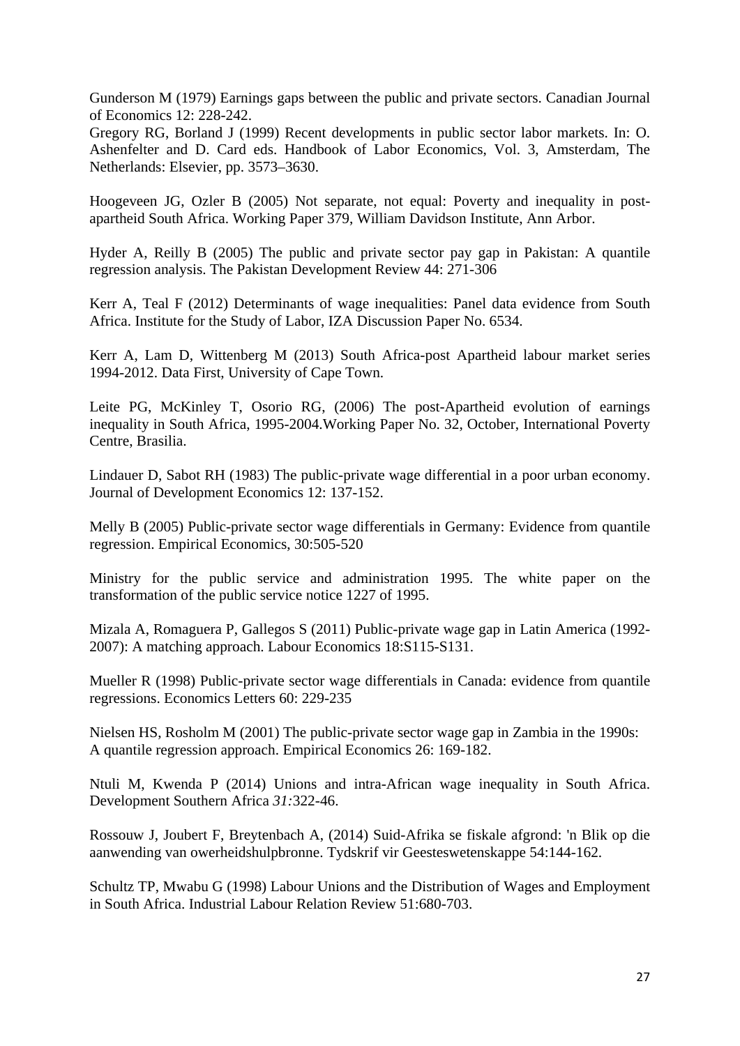Gunderson M (1979) Earnings gaps between the public and private sectors. Canadian Journal of Economics 12: 228-242.

Gregory RG, Borland J (1999) Recent developments in public sector labor markets. In: O. Ashenfelter and D. Card eds. Handbook of Labor Economics, Vol. 3, Amsterdam, The Netherlands: Elsevier, pp. 3573–3630.

Hoogeveen JG, Ozler B (2005) Not separate, not equal: Poverty and inequality in post-apartheid South Africa. Working Paper 379, William Davidson Institute, Ann Arbor.

Hyder A, Reilly B (2005) The public and private sector pay gap in Pakistan: A quantile regression analysis. The Pakistan Development Review 44: 271-306

Kerr A, Teal F (2012) Determinants of wage inequalities: Panel data evidence from South Africa. Institute for the Study of Labor, IZA Discussion Paper No. 6534.

Kerr A, Lam D, Wittenberg M (2013) South Africa-post Apartheid labour market series 1994-2012. Data First, University of Cape Town.

Leite PG, McKinley T, Osorio RG, (2006) The post-Apartheid evolution of earnings inequality in South Africa, 1995-2004.Working Paper No. 32, October, International Poverty Centre, Brasilia.

Lindauer D, Sabot RH (1983) The public-private wage differential in a poor urban economy. Journal of Development Economics 12: 137-152.

Melly B (2005) Public-private sector wage differentials in Germany: Evidence from quantile regression. Empirical Economics, 30:505-520

Ministry for the public service and administration 1995. The white paper on the transformation of the public service notice 1227 of 1995.

Mizala A, Romaguera P, Gallegos S (2011) Public-private wage gap in Latin America (1992-2007): A matching approach. Labour Economics 18:S115-S131.

Mueller R (1998) Public-private sector wage differentials in Canada: evidence from quantile regressions. Economics Letters 60: 229-235

Nielsen HS, Rosholm M (2001) The public-private sector wage gap in Zambia in the 1990s: A quantile regression approach. Empirical Economics 26: 169-182.

Ntuli M, Kwenda P (2014) Unions and intra-African wage inequality in South Africa. Development Southern Africa *31:*322-46.

Rossouw J, Joubert F, Breytenbach A, (2014) Suid-Afrika se fiskale afgrond: 'n Blik op die aanwending van owerheidshulpbronne. Tydskrif vir Geesteswetenskappe 54:144-162.

Schultz TP, Mwabu G (1998) Labour Unions and the Distribution of Wages and Employment in South Africa. Industrial Labour Relation Review 51:680-703.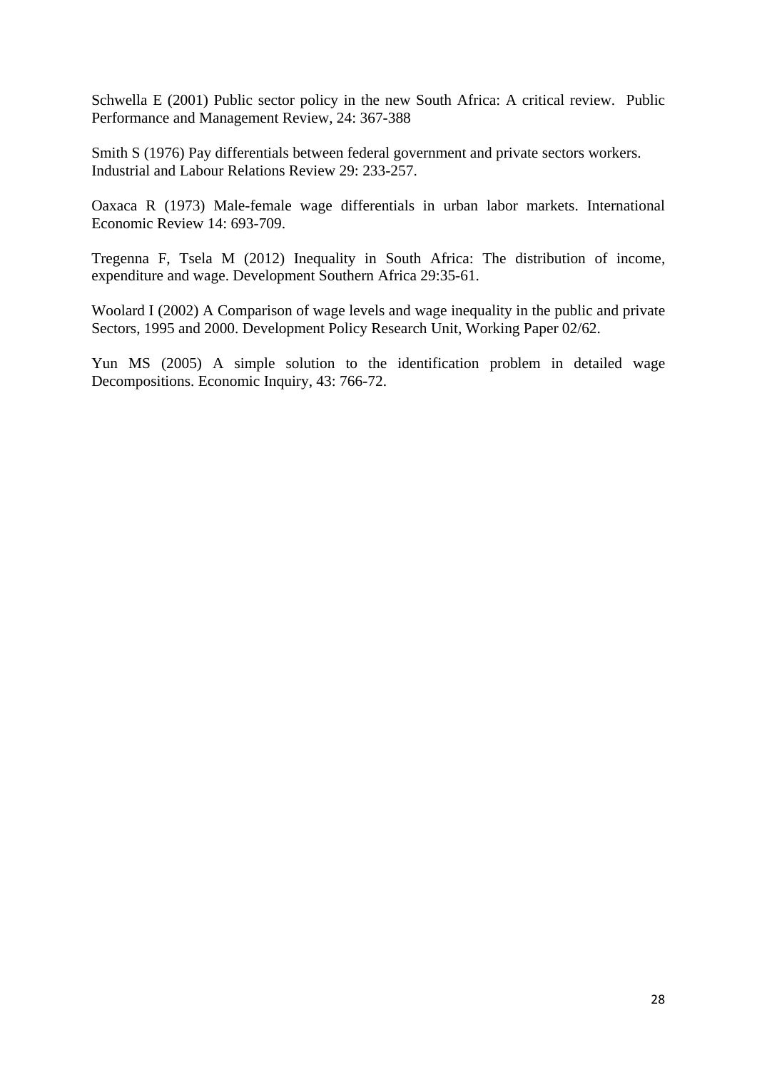Schwella E (2001) Public sector policy in the new South Africa: A critical review. Public Performance and Management Review, 24: 367-388

Smith S (1976) Pay differentials between federal government and private sectors workers. Industrial and Labour Relations Review 29: 233-257.

Oaxaca R (1973) Male-female wage differentials in urban labor markets. International Economic Review 14: 693-709.

Tregenna F, Tsela M (2012) Inequality in South Africa: The distribution of income, expenditure and wage. Development Southern Africa 29:35-61.

Woolard I (2002) A Comparison of wage levels and wage inequality in the public and private Sectors, 1995 and 2000. Development Policy Research Unit, Working Paper 02/62.

Yun MS (2005) A simple solution to the identification problem in detailed wage Decompositions. Economic Inquiry, 43: 766-72.